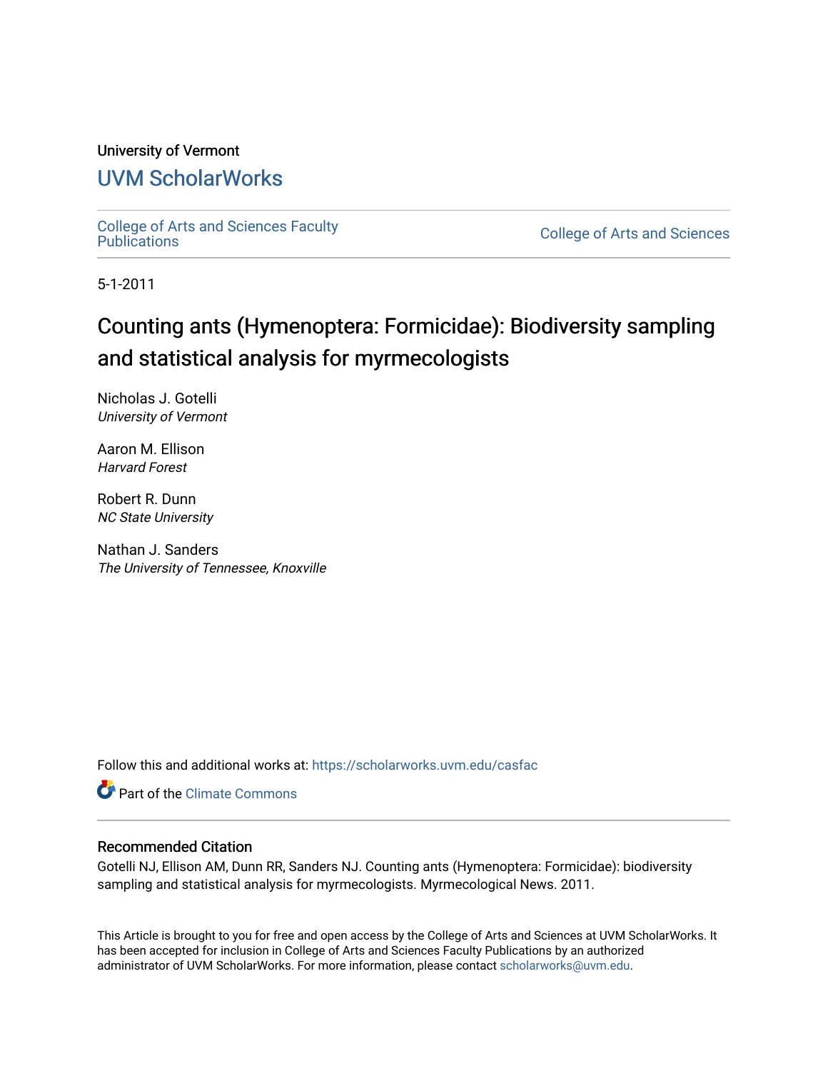University of Vermont

# UVM ScholarWorks

College of Arts and Sciences Faculty Publications

College of Arts and Sciences

5-1-2011

# Counting ants (Hymenoptera: Formicidae): Biodiversity sampling and statistical analysis for myrmecologists

Nicholas J. Gotelli
*University of Vermont*

Aaron M. Ellison
*Harvard Forest*

Robert R. Dunn
*NC State University*

Nathan J. Sanders
*The University of Tennessee, Knoxville*

Follow this and additional works at: https://scholarworks.uvm.edu/casfac

Part of the Climate Commons

## Recommended Citation

Gotelli NJ, Ellison AM, Dunn RR, Sanders NJ. Counting ants (Hymenoptera: Formicidae): biodiversity sampling and statistical analysis for myrmecologists. Myrmecological News. 2011.

This Article is brought to you for free and open access by the College of Arts and Sciences at UVM ScholarWorks. It has been accepted for inclusion in College of Arts and Sciences Faculty Publications by an authorized administrator of UVM ScholarWorks. For more information, please contact scholarworks@uvm.edu.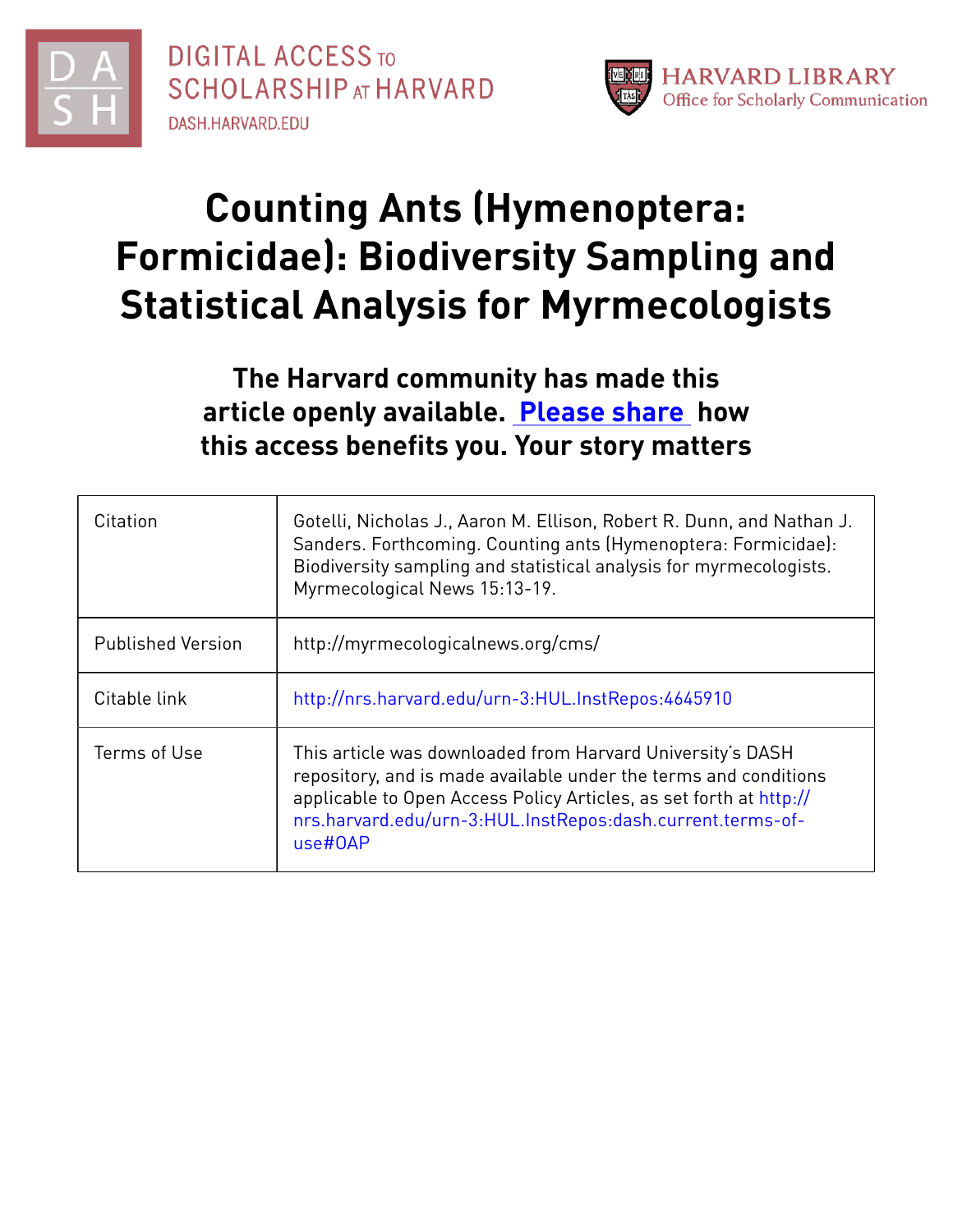# Counting Ants (Hymenoptera: Formicidae): Biodiversity Sampling and Statistical Analysis for Myrmecologists

**The Harvard community has made this article openly available. Please share how this access benefits you. Your story matters**

| Citation | Gotelli, Nicholas J., Aaron M. Ellison, Robert R. Dunn, and Nathan J. Sanders. Forthcoming. Counting ants (Hymenoptera: Formicidae): Biodiversity sampling and statistical analysis for myrmecologists. Myrmecological News 15:13-19. |
|---|---|
| Published Version | http://myrmecologicalnews.org/cms/ |
| Citable link | http://nrs.harvard.edu/urn-3:HUL.InstRepos:4645910 |
| Terms of Use | This article was downloaded from Harvard University's DASH repository, and is made available under the terms and conditions applicable to Open Access Policy Articles, as set forth at http://nrs.harvard.edu/urn-3:HUL.InstRepos:dash.current.terms-of-use#OAP |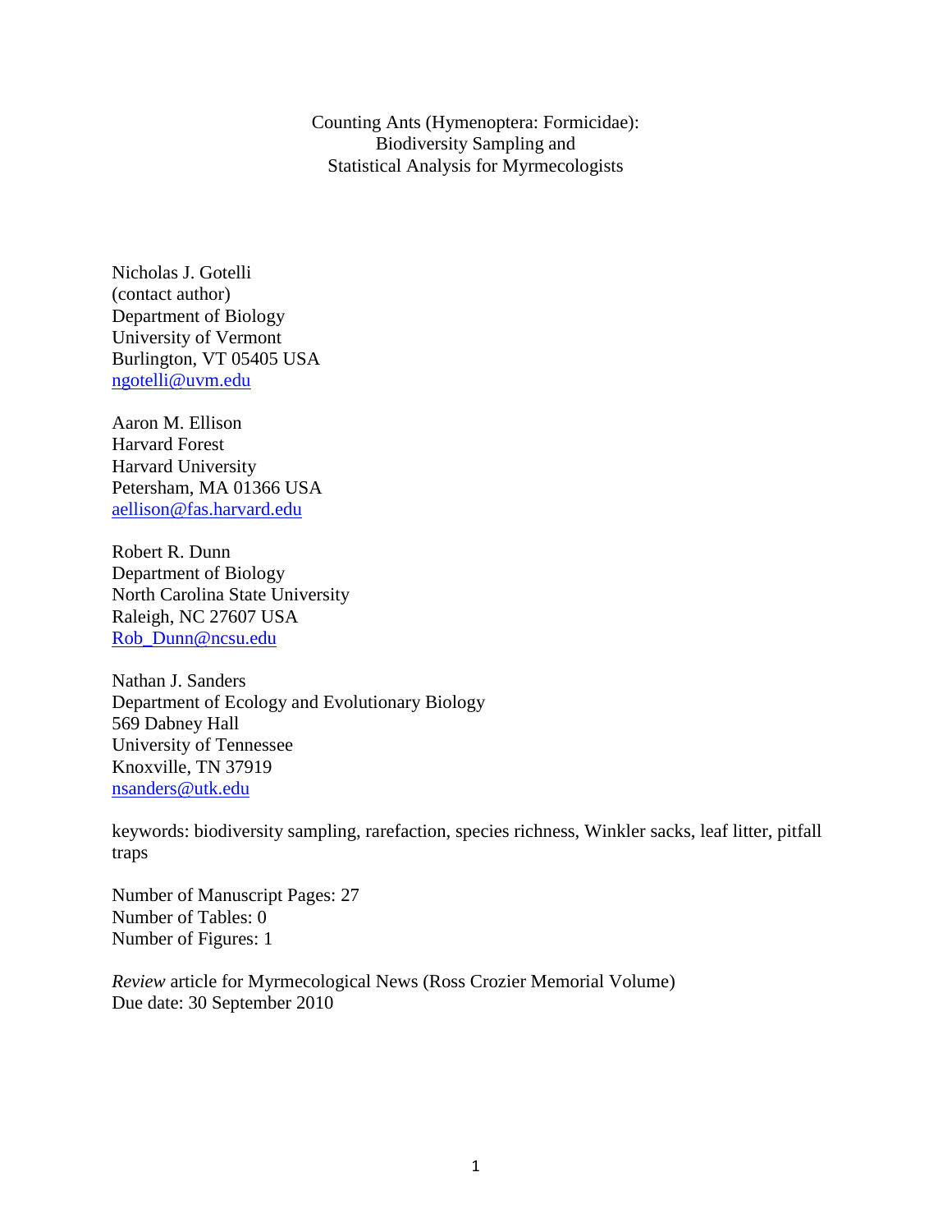Counting Ants (Hymenoptera: Formicidae):
Biodiversity Sampling and
Statistical Analysis for Myrmecologists

Nicholas J. Gotelli
(contact author)
Department of Biology
University of Vermont
Burlington, VT 05405 USA
ngotelli@uvm.edu

Aaron M. Ellison
Harvard Forest
Harvard University
Petersham, MA 01366 USA
aellison@fas.harvard.edu

Robert R. Dunn
Department of Biology
North Carolina State University
Raleigh, NC 27607 USA
Rob_Dunn@ncsu.edu

Nathan J. Sanders
Department of Ecology and Evolutionary Biology
569 Dabney Hall
University of Tennessee
Knoxville, TN 37919
nsanders@utk.edu

keywords: biodiversity sampling, rarefaction, species richness, Winkler sacks, leaf litter, pitfall traps

Number of Manuscript Pages: 27
Number of Tables: 0
Number of Figures: 1

*Review* article for Myrmecological News (Ross Crozier Memorial Volume)
Due date: 30 September 2010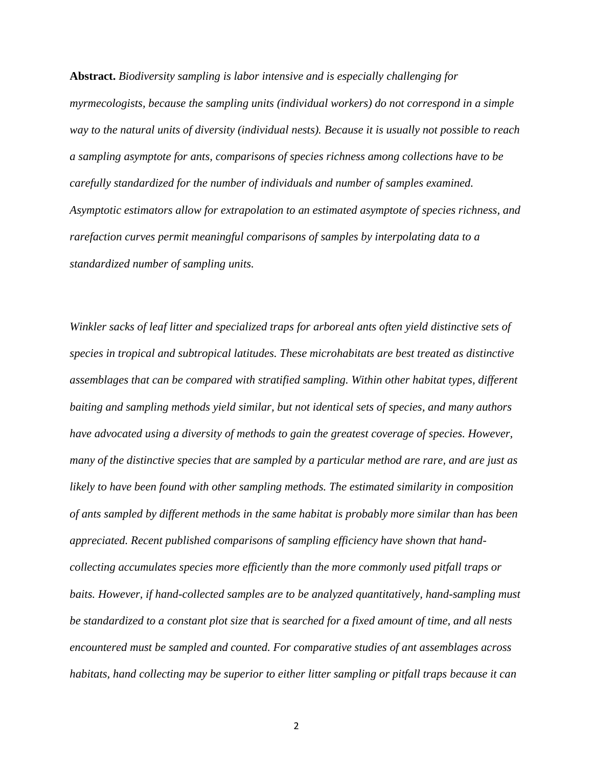**Abstract.** *Biodiversity sampling is labor intensive and is especially challenging for myrmecologists, because the sampling units (individual workers) do not correspond in a simple way to the natural units of diversity (individual nests). Because it is usually not possible to reach a sampling asymptote for ants, comparisons of species richness among collections have to be carefully standardized for the number of individuals and number of samples examined. Asymptotic estimators allow for extrapolation to an estimated asymptote of species richness, and rarefaction curves permit meaningful comparisons of samples by interpolating data to a standardized number of sampling units.*

*Winkler sacks of leaf litter and specialized traps for arboreal ants often yield distinctive sets of species in tropical and subtropical latitudes. These microhabitats are best treated as distinctive assemblages that can be compared with stratified sampling. Within other habitat types, different baiting and sampling methods yield similar, but not identical sets of species, and many authors have advocated using a diversity of methods to gain the greatest coverage of species. However, many of the distinctive species that are sampled by a particular method are rare, and are just as likely to have been found with other sampling methods. The estimated similarity in composition of ants sampled by different methods in the same habitat is probably more similar than has been appreciated. Recent published comparisons of sampling efficiency have shown that hand-collecting accumulates species more efficiently than the more commonly used pitfall traps or baits. However, if hand-collected samples are to be analyzed quantitatively, hand-sampling must be standardized to a constant plot size that is searched for a fixed amount of time, and all nests encountered must be sampled and counted. For comparative studies of ant assemblages across habitats, hand collecting may be superior to either litter sampling or pitfall traps because it can*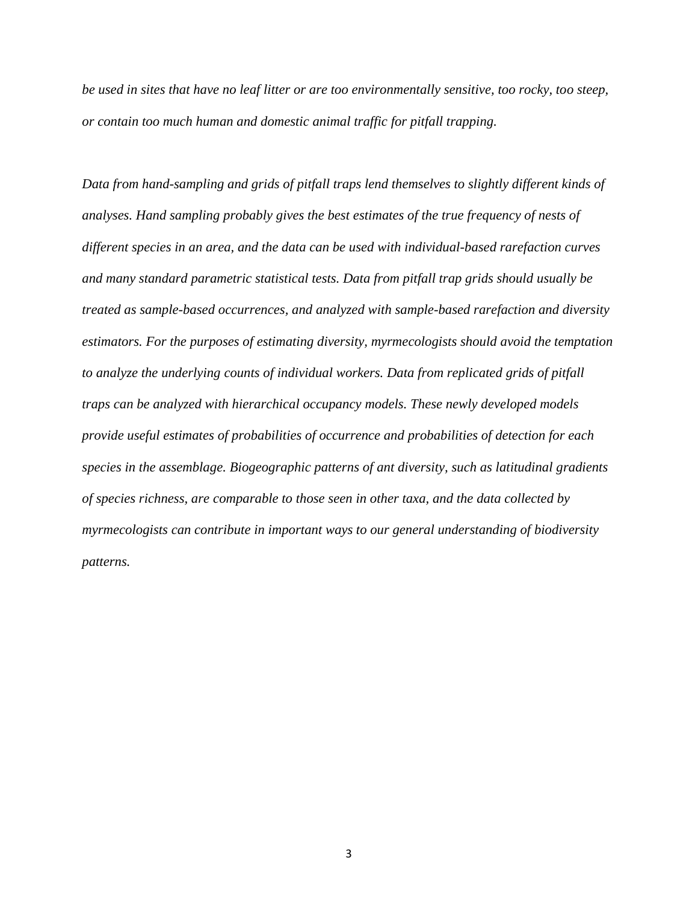*be used in sites that have no leaf litter or are too environmentally sensitive, too rocky, too steep, or contain too much human and domestic animal traffic for pitfall trapping.*

*Data from hand-sampling and grids of pitfall traps lend themselves to slightly different kinds of analyses. Hand sampling probably gives the best estimates of the true frequency of nests of different species in an area, and the data can be used with individual-based rarefaction curves and many standard parametric statistical tests. Data from pitfall trap grids should usually be treated as sample-based occurrences, and analyzed with sample-based rarefaction and diversity estimators. For the purposes of estimating diversity, myrmecologists should avoid the temptation to analyze the underlying counts of individual workers. Data from replicated grids of pitfall traps can be analyzed with hierarchical occupancy models. These newly developed models provide useful estimates of probabilities of occurrence and probabilities of detection for each species in the assemblage. Biogeographic patterns of ant diversity, such as latitudinal gradients of species richness, are comparable to those seen in other taxa, and the data collected by myrmecologists can contribute in important ways to our general understanding of biodiversity patterns.*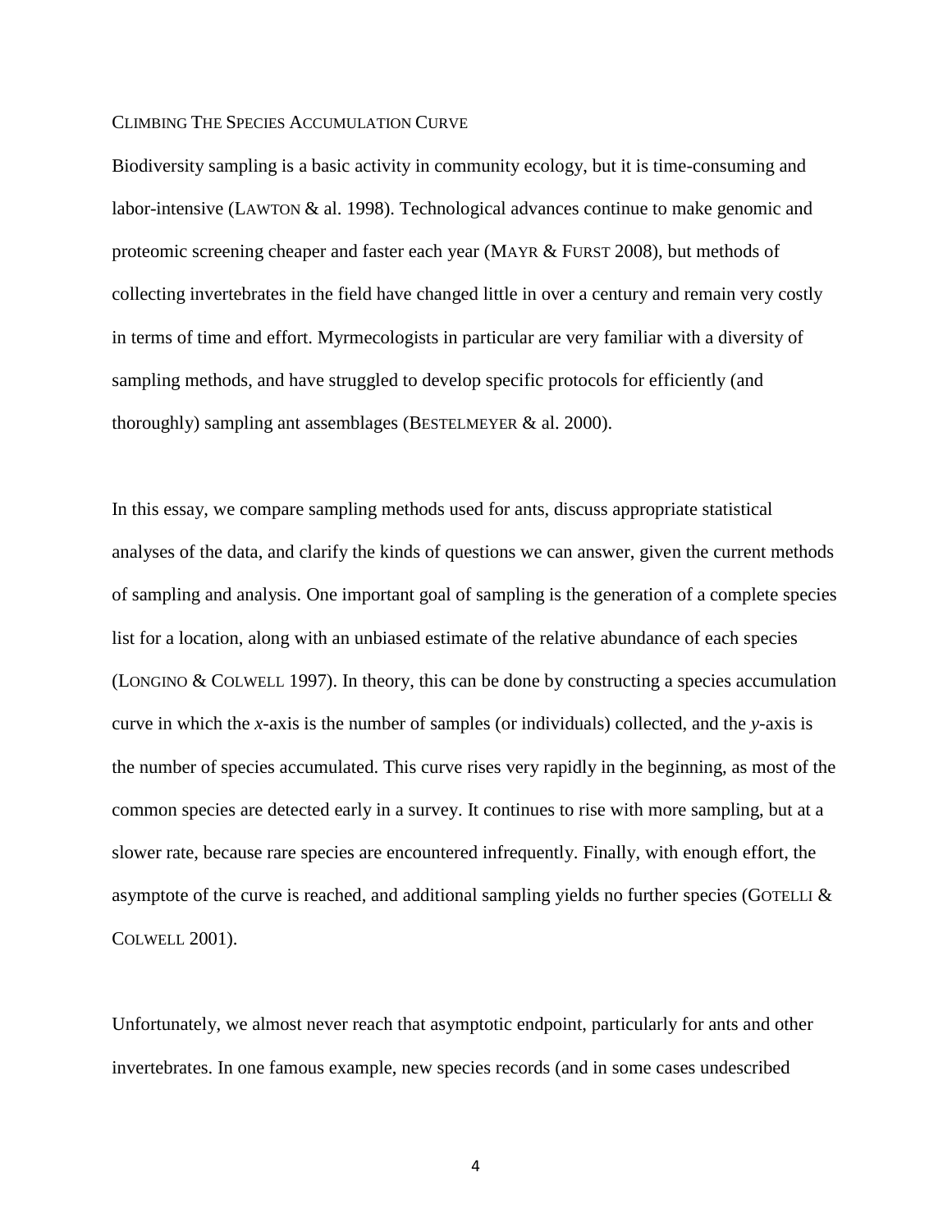## CLIMBING THE SPECIES ACCUMULATION CURVE

Biodiversity sampling is a basic activity in community ecology, but it is time-consuming and labor-intensive (LAWTON & al. 1998). Technological advances continue to make genomic and proteomic screening cheaper and faster each year (MAYR & FURST 2008), but methods of collecting invertebrates in the field have changed little in over a century and remain very costly in terms of time and effort. Myrmecologists in particular are very familiar with a diversity of sampling methods, and have struggled to develop specific protocols for efficiently (and thoroughly) sampling ant assemblages (BESTELMEYER & al. 2000).

In this essay, we compare sampling methods used for ants, discuss appropriate statistical analyses of the data, and clarify the kinds of questions we can answer, given the current methods of sampling and analysis. One important goal of sampling is the generation of a complete species list for a location, along with an unbiased estimate of the relative abundance of each species (LONGINO & COLWELL 1997). In theory, this can be done by constructing a species accumulation curve in which the *x*-axis is the number of samples (or individuals) collected, and the *y*-axis is the number of species accumulated. This curve rises very rapidly in the beginning, as most of the common species are detected early in a survey. It continues to rise with more sampling, but at a slower rate, because rare species are encountered infrequently. Finally, with enough effort, the asymptote of the curve is reached, and additional sampling yields no further species (GOTELLI & COLWELL 2001).

Unfortunately, we almost never reach that asymptotic endpoint, particularly for ants and other invertebrates. In one famous example, new species records (and in some cases undescribed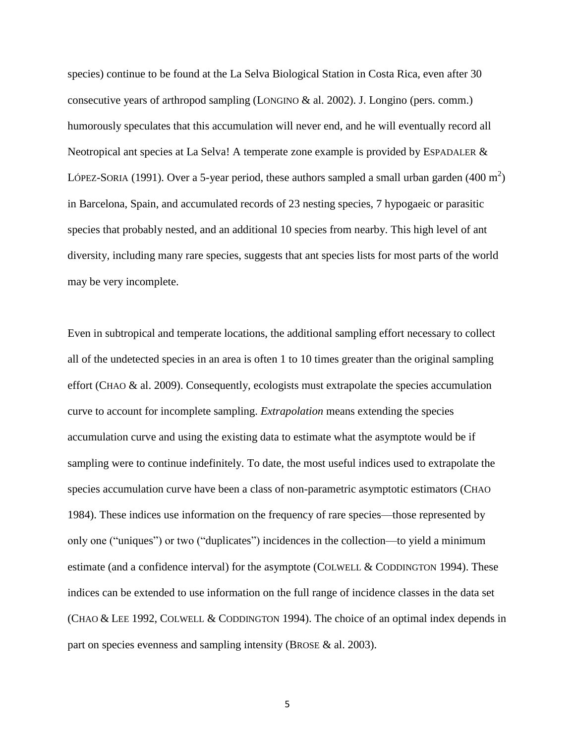species) continue to be found at the La Selva Biological Station in Costa Rica, even after 30 consecutive years of arthropod sampling (LONGINO & al. 2002). J. Longino (pers. comm.) humorously speculates that this accumulation will never end, and he will eventually record all Neotropical ant species at La Selva! A temperate zone example is provided by ESPADALER & LÓPEZ-SORIA (1991). Over a 5-year period, these authors sampled a small urban garden (400 $m^2$) in Barcelona, Spain, and accumulated records of 23 nesting species, 7 hypogaeic or parasitic species that probably nested, and an additional 10 species from nearby. This high level of ant diversity, including many rare species, suggests that ant species lists for most parts of the world may be very incomplete.

Even in subtropical and temperate locations, the additional sampling effort necessary to collect all of the undetected species in an area is often 1 to 10 times greater than the original sampling effort (CHAO & al. 2009). Consequently, ecologists must extrapolate the species accumulation curve to account for incomplete sampling. *Extrapolation* means extending the species accumulation curve and using the existing data to estimate what the asymptote would be if sampling were to continue indefinitely. To date, the most useful indices used to extrapolate the species accumulation curve have been a class of non-parametric asymptotic estimators (CHAO 1984). These indices use information on the frequency of rare species—those represented by only one ("uniques") or two ("duplicates") incidences in the collection—to yield a minimum estimate (and a confidence interval) for the asymptote (COLWELL & CODDINGTON 1994). These indices can be extended to use information on the full range of incidence classes in the data set (CHAO & LEE 1992, COLWELL & CODDINGTON 1994). The choice of an optimal index depends in part on species evenness and sampling intensity (BROSE & al. 2003).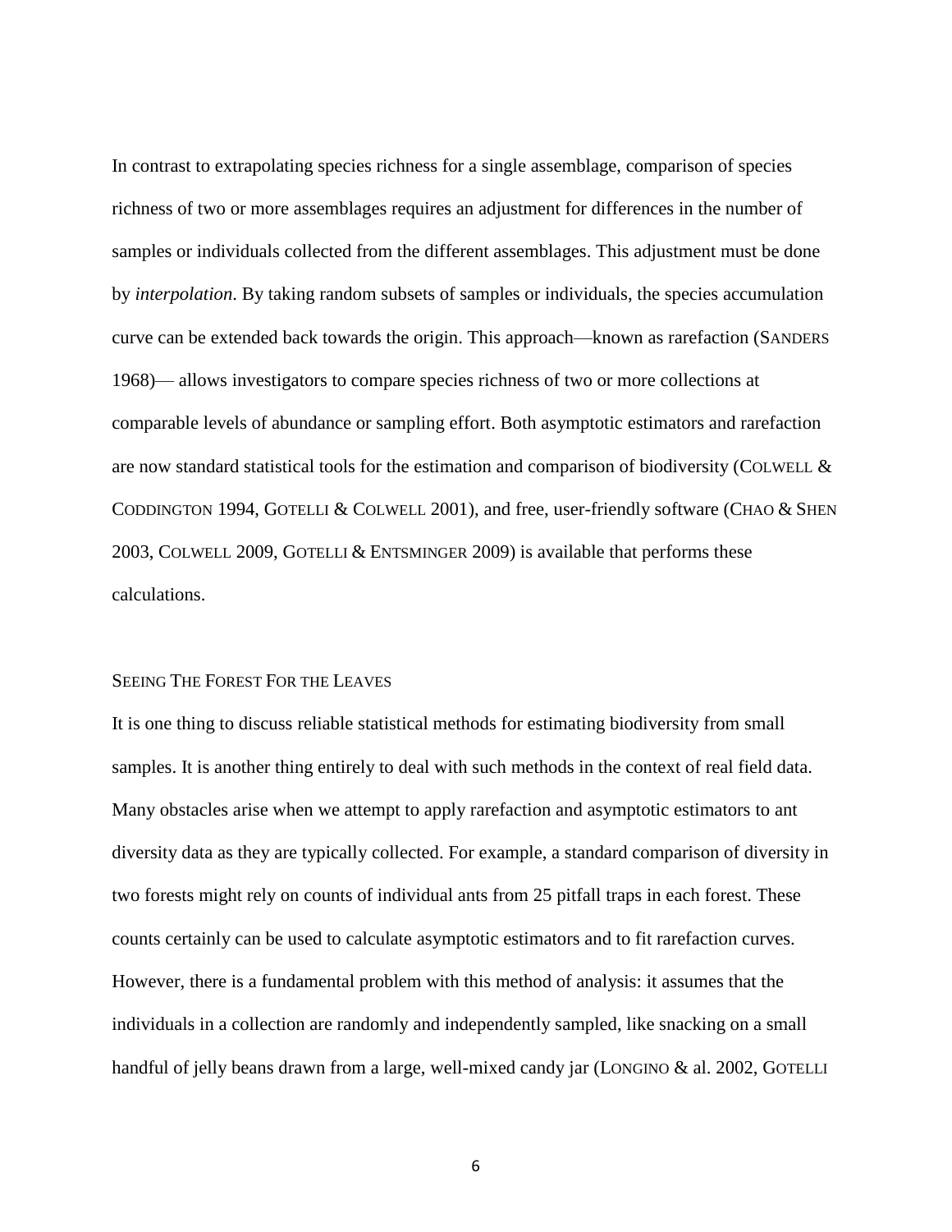In contrast to extrapolating species richness for a single assemblage, comparison of species richness of two or more assemblages requires an adjustment for differences in the number of samples or individuals collected from the different assemblages. This adjustment must be done by *interpolation*. By taking random subsets of samples or individuals, the species accumulation curve can be extended back towards the origin. This approach—known as rarefaction (SANDERS 1968)— allows investigators to compare species richness of two or more collections at comparable levels of abundance or sampling effort. Both asymptotic estimators and rarefaction are now standard statistical tools for the estimation and comparison of biodiversity (COLWELL & CODDINGTON 1994, GOTELLI & COLWELL 2001), and free, user-friendly software (CHAO & SHEN 2003, COLWELL 2009, GOTELLI & ENTSMINGER 2009) is available that performs these calculations.

## SEEING THE FOREST FOR THE LEAVES

It is one thing to discuss reliable statistical methods for estimating biodiversity from small samples. It is another thing entirely to deal with such methods in the context of real field data. Many obstacles arise when we attempt to apply rarefaction and asymptotic estimators to ant diversity data as they are typically collected. For example, a standard comparison of diversity in two forests might rely on counts of individual ants from 25 pitfall traps in each forest. These counts certainly can be used to calculate asymptotic estimators and to fit rarefaction curves. However, there is a fundamental problem with this method of analysis: it assumes that the individuals in a collection are randomly and independently sampled, like snacking on a small handful of jelly beans drawn from a large, well-mixed candy jar (LONGINO & al. 2002, GOTELLI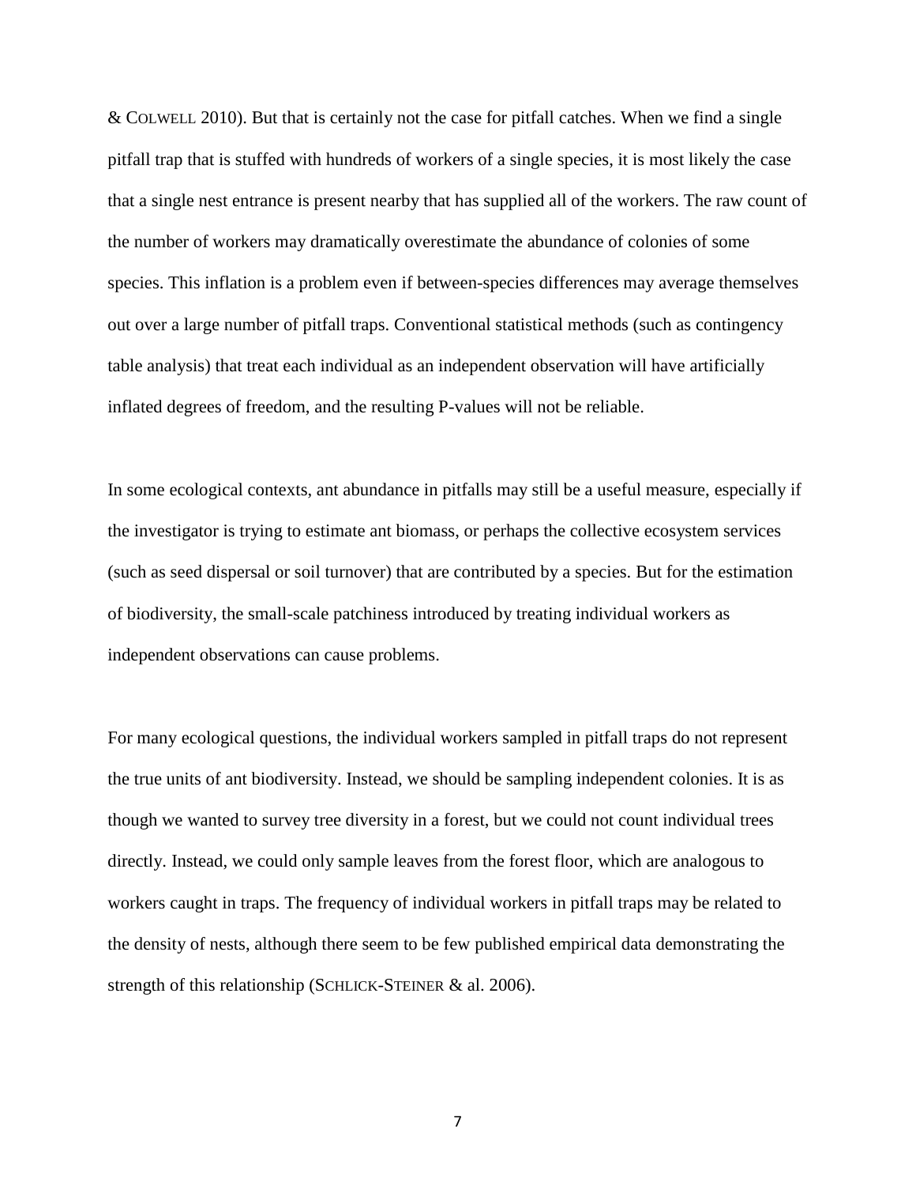& COLWELL 2010). But that is certainly not the case for pitfall catches. When we find a single pitfall trap that is stuffed with hundreds of workers of a single species, it is most likely the case that a single nest entrance is present nearby that has supplied all of the workers. The raw count of the number of workers may dramatically overestimate the abundance of colonies of some species. This inflation is a problem even if between-species differences may average themselves out over a large number of pitfall traps. Conventional statistical methods (such as contingency table analysis) that treat each individual as an independent observation will have artificially inflated degrees of freedom, and the resulting P-values will not be reliable.

In some ecological contexts, ant abundance in pitfalls may still be a useful measure, especially if the investigator is trying to estimate ant biomass, or perhaps the collective ecosystem services (such as seed dispersal or soil turnover) that are contributed by a species. But for the estimation of biodiversity, the small-scale patchiness introduced by treating individual workers as independent observations can cause problems.

For many ecological questions, the individual workers sampled in pitfall traps do not represent the true units of ant biodiversity. Instead, we should be sampling independent colonies. It is as though we wanted to survey tree diversity in a forest, but we could not count individual trees directly. Instead, we could only sample leaves from the forest floor, which are analogous to workers caught in traps. The frequency of individual workers in pitfall traps may be related to the density of nests, although there seem to be few published empirical data demonstrating the strength of this relationship (SCHLICK-STEINER & al. 2006).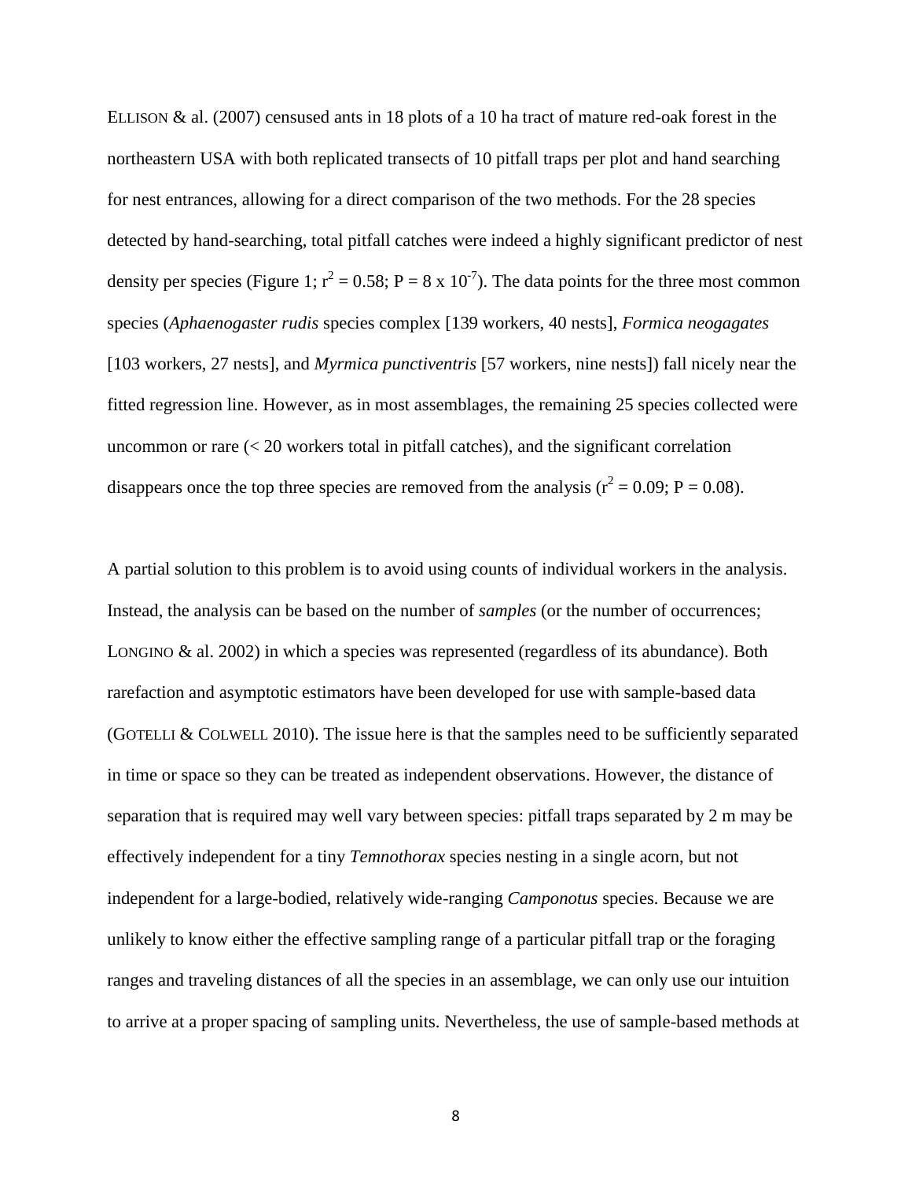ELLISON & al. (2007) censused ants in 18 plots of a 10 ha tract of mature red-oak forest in the northeastern USA with both replicated transects of 10 pitfall traps per plot and hand searching for nest entrances, allowing for a direct comparison of the two methods. For the 28 species detected by hand-searching, total pitfall catches were indeed a highly significant predictor of nest density per species (Figure 1; $r^2 = 0.58$; $P = 8 \times 10^{-7}$). The data points for the three most common species (*Aphaenogaster rudis* species complex [139 workers, 40 nests], *Formica neogagates* [103 workers, 27 nests], and *Myrmica punctiventris* [57 workers, nine nests]) fall nicely near the fitted regression line. However, as in most assemblages, the remaining 25 species collected were uncommon or rare (< 20 workers total in pitfall catches), and the significant correlation disappears once the top three species are removed from the analysis ($r^2 = 0.09$; $P = 0.08$).

A partial solution to this problem is to avoid using counts of individual workers in the analysis. Instead, the analysis can be based on the number of *samples* (or the number of occurrences; LONGINO & al. 2002) in which a species was represented (regardless of its abundance). Both rarefaction and asymptotic estimators have been developed for use with sample-based data (GOTELLI & COLWELL 2010). The issue here is that the samples need to be sufficiently separated in time or space so they can be treated as independent observations. However, the distance of separation that is required may well vary between species: pitfall traps separated by 2 m may be effectively independent for a tiny *Temnothorax* species nesting in a single acorn, but not independent for a large-bodied, relatively wide-ranging *Camponotus* species. Because we are unlikely to know either the effective sampling range of a particular pitfall trap or the foraging ranges and traveling distances of all the species in an assemblage, we can only use our intuition to arrive at a proper spacing of sampling units. Nevertheless, the use of sample-based methods at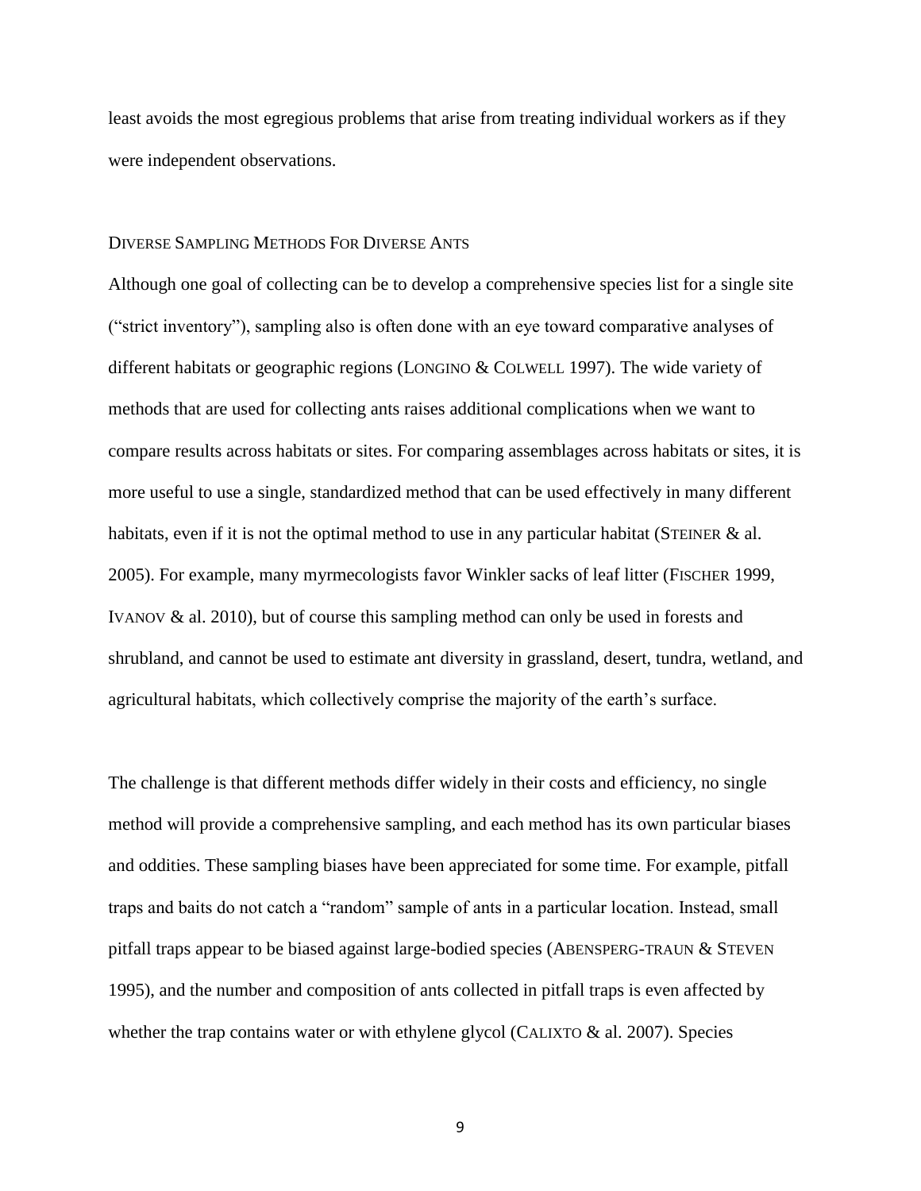least avoids the most egregious problems that arise from treating individual workers as if they were independent observations.

## DIVERSE SAMPLING METHODS FOR DIVERSE ANTS

Although one goal of collecting can be to develop a comprehensive species list for a single site ("strict inventory"), sampling also is often done with an eye toward comparative analyses of different habitats or geographic regions (LONGINO & COLWELL 1997). The wide variety of methods that are used for collecting ants raises additional complications when we want to compare results across habitats or sites. For comparing assemblages across habitats or sites, it is more useful to use a single, standardized method that can be used effectively in many different habitats, even if it is not the optimal method to use in any particular habitat (STEINER & al. 2005). For example, many myrmecologists favor Winkler sacks of leaf litter (FISCHER 1999, IVANOV & al. 2010), but of course this sampling method can only be used in forests and shrubland, and cannot be used to estimate ant diversity in grassland, desert, tundra, wetland, and agricultural habitats, which collectively comprise the majority of the earth's surface.

The challenge is that different methods differ widely in their costs and efficiency, no single method will provide a comprehensive sampling, and each method has its own particular biases and oddities. These sampling biases have been appreciated for some time. For example, pitfall traps and baits do not catch a "random" sample of ants in a particular location. Instead, small pitfall traps appear to be biased against large-bodied species (ABENSPERG-TRAUN & STEVEN 1995), and the number and composition of ants collected in pitfall traps is even affected by whether the trap contains water or with ethylene glycol (CALIXTO & al. 2007). Species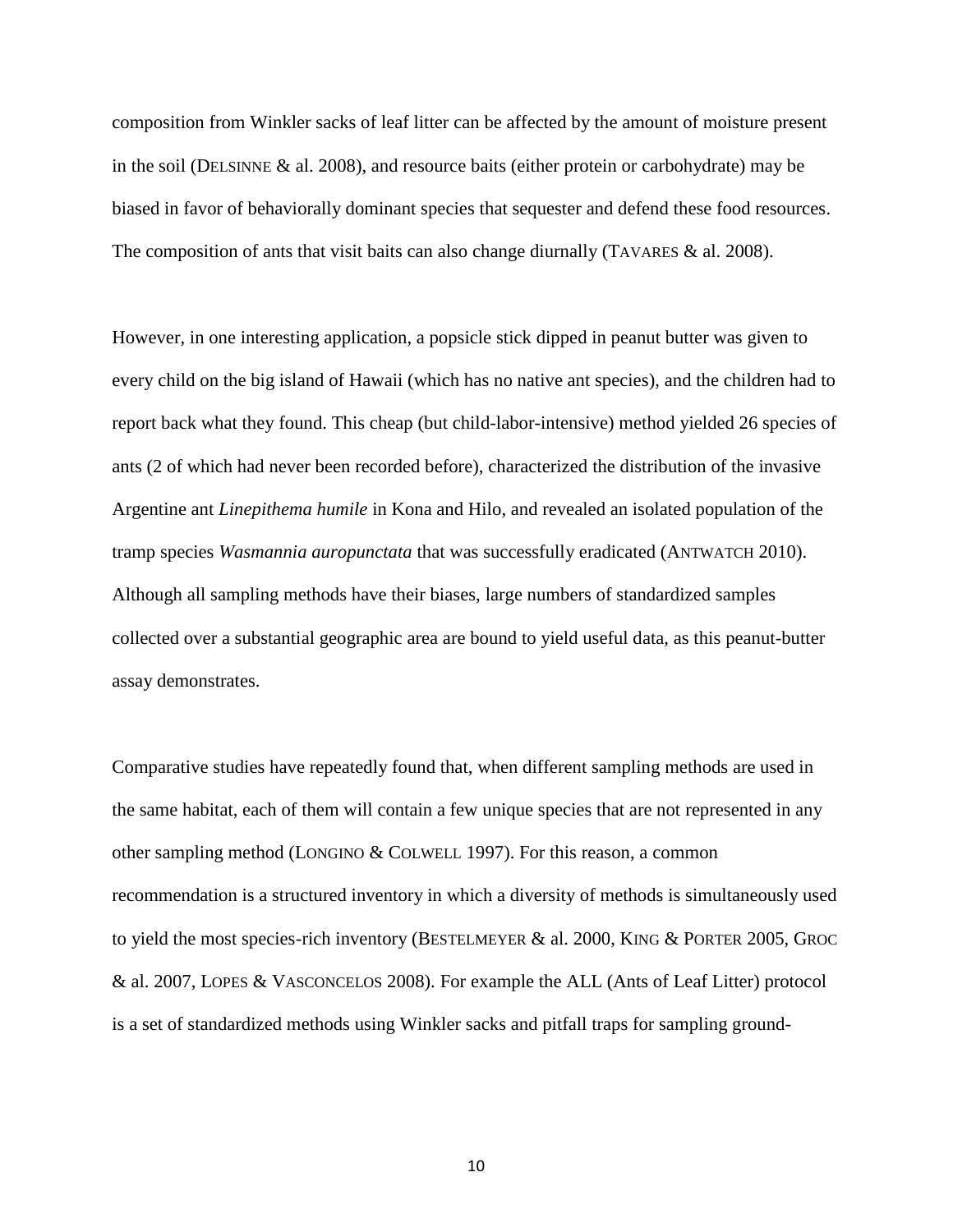composition from Winkler sacks of leaf litter can be affected by the amount of moisture present in the soil (DELSINNE & al. 2008), and resource baits (either protein or carbohydrate) may be biased in favor of behaviorally dominant species that sequester and defend these food resources. The composition of ants that visit baits can also change diurnally (TAVARES & al. 2008).

However, in one interesting application, a popsicle stick dipped in peanut butter was given to every child on the big island of Hawaii (which has no native ant species), and the children had to report back what they found. This cheap (but child-labor-intensive) method yielded 26 species of ants (2 of which had never been recorded before), characterized the distribution of the invasive Argentine ant *Linepithema humile* in Kona and Hilo, and revealed an isolated population of the tramp species *Wasmannia auropunctata* that was successfully eradicated (ANTWATCH 2010). Although all sampling methods have their biases, large numbers of standardized samples collected over a substantial geographic area are bound to yield useful data, as this peanut-butter assay demonstrates.

Comparative studies have repeatedly found that, when different sampling methods are used in the same habitat, each of them will contain a few unique species that are not represented in any other sampling method (LONGINO & COLWELL 1997). For this reason, a common recommendation is a structured inventory in which a diversity of methods is simultaneously used to yield the most species-rich inventory (BESTELMEYER & al. 2000, KING & PORTER 2005, GROC & al. 2007, LOPES & VASCONCELOS 2008). For example the ALL (Ants of Leaf Litter) protocol is a set of standardized methods using Winkler sacks and pitfall traps for sampling ground-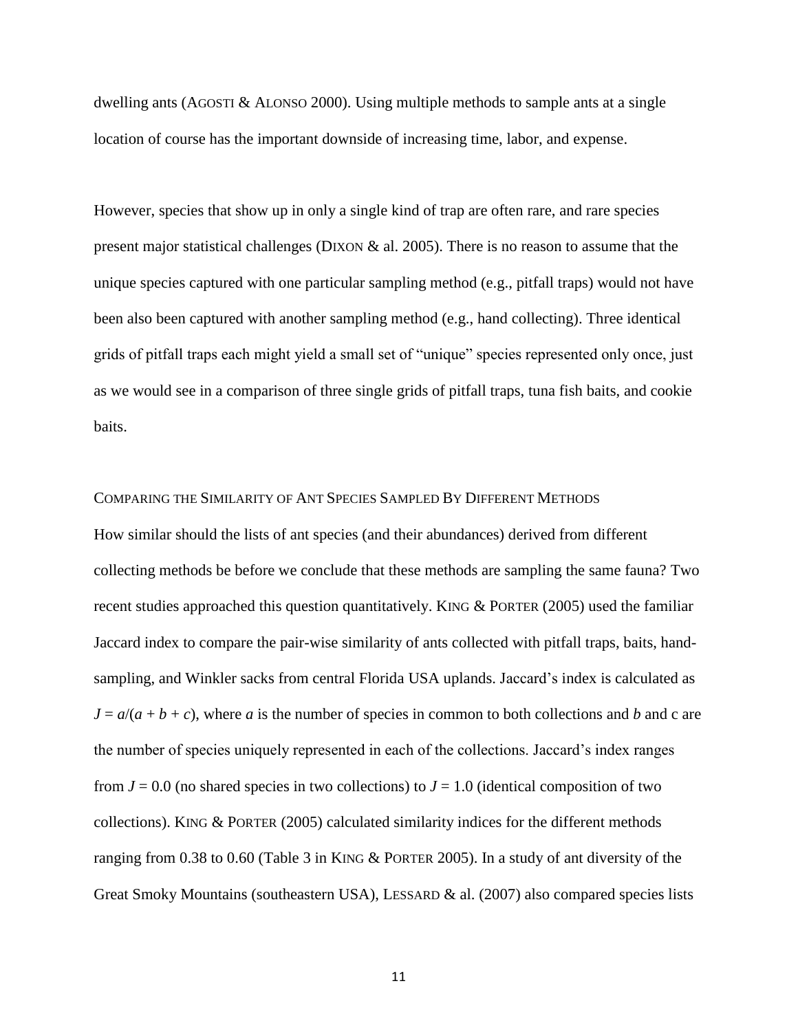dwelling ants (AGOSTI & ALONSO 2000). Using multiple methods to sample ants at a single location of course has the important downside of increasing time, labor, and expense.

However, species that show up in only a single kind of trap are often rare, and rare species present major statistical challenges (DIXON & al. 2005). There is no reason to assume that the unique species captured with one particular sampling method (e.g., pitfall traps) would not have been also been captured with another sampling method (e.g., hand collecting). Three identical grids of pitfall traps each might yield a small set of "unique" species represented only once, just as we would see in a comparison of three single grids of pitfall traps, tuna fish baits, and cookie baits.

### COMPARING THE SIMILARITY OF ANT SPECIES SAMPLED BY DIFFERENT METHODS

How similar should the lists of ant species (and their abundances) derived from different collecting methods be before we conclude that these methods are sampling the same fauna? Two recent studies approached this question quantitatively. KING & PORTER (2005) used the familiar Jaccard index to compare the pair-wise similarity of ants collected with pitfall traps, baits, hand-sampling, and Winkler sacks from central Florida USA uplands. Jaccard's index is calculated as $J = a/(a + b + c)$, where $a$ is the number of species in common to both collections and $b$ and c are the number of species uniquely represented in each of the collections. Jaccard's index ranges from $J = 0.0$ (no shared species in two collections) to $J = 1.0$ (identical composition of two collections). KING & PORTER (2005) calculated similarity indices for the different methods ranging from 0.38 to 0.60 (Table 3 in KING & PORTER 2005). In a study of ant diversity of the Great Smoky Mountains (southeastern USA), LESSARD & al. (2007) also compared species lists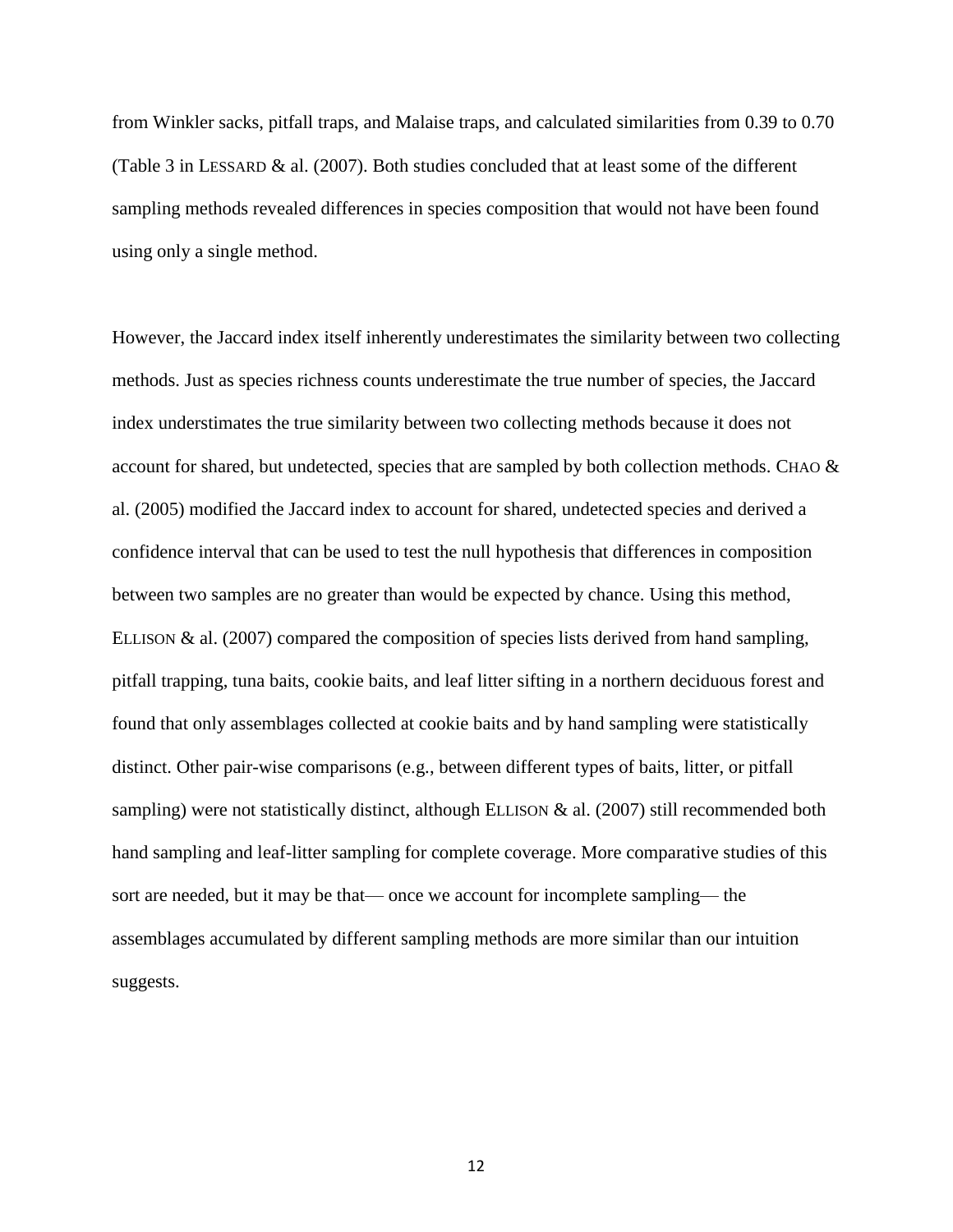from Winkler sacks, pitfall traps, and Malaise traps, and calculated similarities from 0.39 to 0.70 (Table 3 in LESSARD & al. (2007). Both studies concluded that at least some of the different sampling methods revealed differences in species composition that would not have been found using only a single method.

However, the Jaccard index itself inherently underestimates the similarity between two collecting methods. Just as species richness counts underestimate the true number of species, the Jaccard index understimates the true similarity between two collecting methods because it does not account for shared, but undetected, species that are sampled by both collection methods. CHAO & al. (2005) modified the Jaccard index to account for shared, undetected species and derived a confidence interval that can be used to test the null hypothesis that differences in composition between two samples are no greater than would be expected by chance. Using this method, ELLISON & al. (2007) compared the composition of species lists derived from hand sampling, pitfall trapping, tuna baits, cookie baits, and leaf litter sifting in a northern deciduous forest and found that only assemblages collected at cookie baits and by hand sampling were statistically distinct. Other pair-wise comparisons (e.g., between different types of baits, litter, or pitfall sampling) were not statistically distinct, although ELLISON & al. (2007) still recommended both hand sampling and leaf-litter sampling for complete coverage. More comparative studies of this sort are needed, but it may be that— once we account for incomplete sampling— the assemblages accumulated by different sampling methods are more similar than our intuition suggests.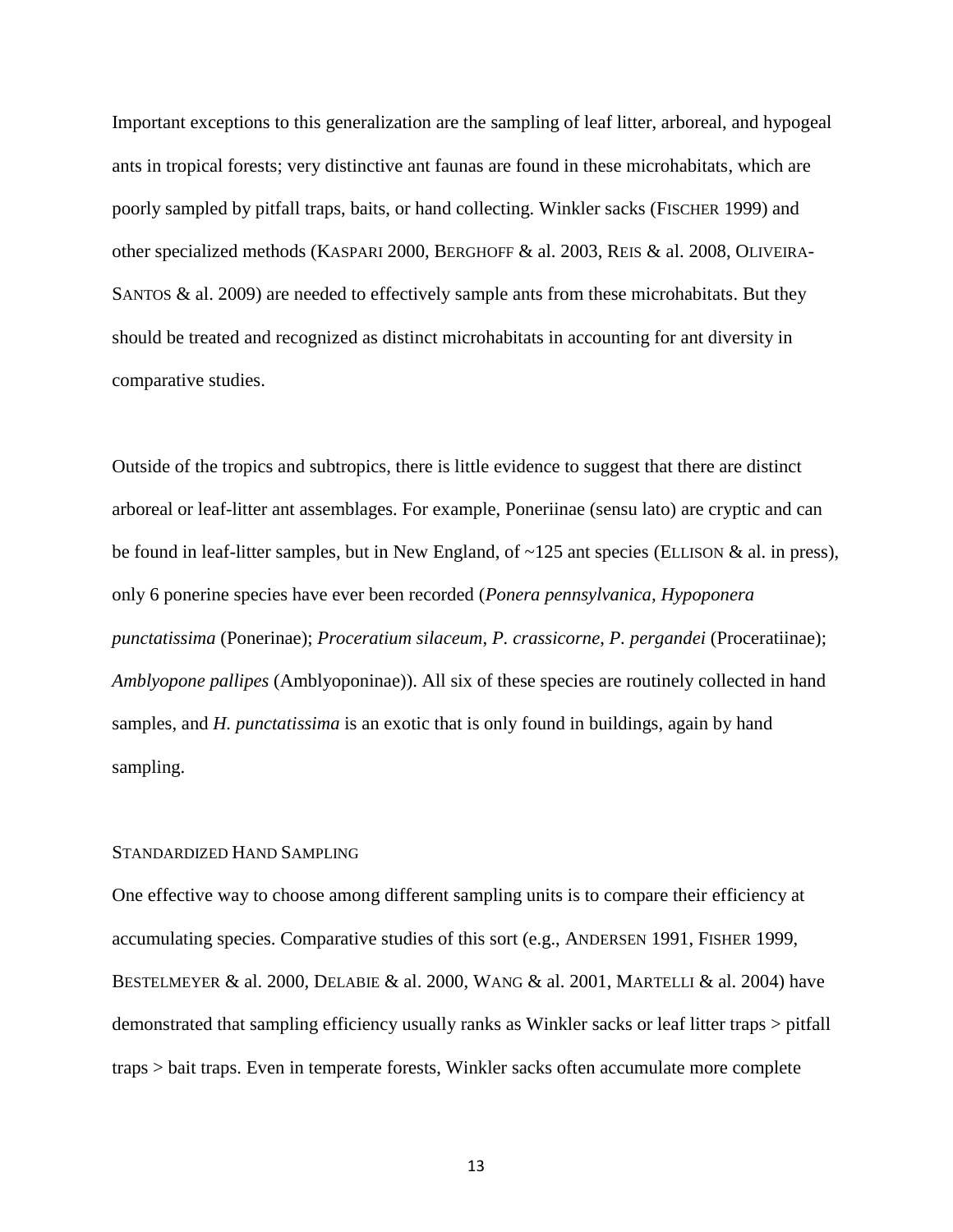Important exceptions to this generalization are the sampling of leaf litter, arboreal, and hypogeal ants in tropical forests; very distinctive ant faunas are found in these microhabitats, which are poorly sampled by pitfall traps, baits, or hand collecting. Winkler sacks (FISCHER 1999) and other specialized methods (KASPARI 2000, BERGHOFF & al. 2003, REIS & al. 2008, OLIVEIRA-SANTOS & al. 2009) are needed to effectively sample ants from these microhabitats. But they should be treated and recognized as distinct microhabitats in accounting for ant diversity in comparative studies.

Outside of the tropics and subtropics, there is little evidence to suggest that there are distinct arboreal or leaf-litter ant assemblages. For example, Poneriinae (sensu lato) are cryptic and can be found in leaf-litter samples, but in New England, of ~125 ant species (ELLISON & al. in press), only 6 ponerine species have ever been recorded (*Ponera pennsylvanica, Hypoponera punctatissima* (Ponerinae); *Proceratium silaceum, P. crassicorne, P. pergandei* (Proceratiinae); *Amblyopone pallipes* (Amblyoponinae)). All six of these species are routinely collected in hand samples, and *H. punctatissima* is an exotic that is only found in buildings, again by hand sampling.

## STANDARDIZED HAND SAMPLING

One effective way to choose among different sampling units is to compare their efficiency at accumulating species. Comparative studies of this sort (e.g., ANDERSEN 1991, FISHER 1999, BESTELMEYER & al. 2000, DELABIE & al. 2000, WANG & al. 2001, MARTELLI & al. 2004) have demonstrated that sampling efficiency usually ranks as Winkler sacks or leaf litter traps > pitfall traps > bait traps. Even in temperate forests, Winkler sacks often accumulate more complete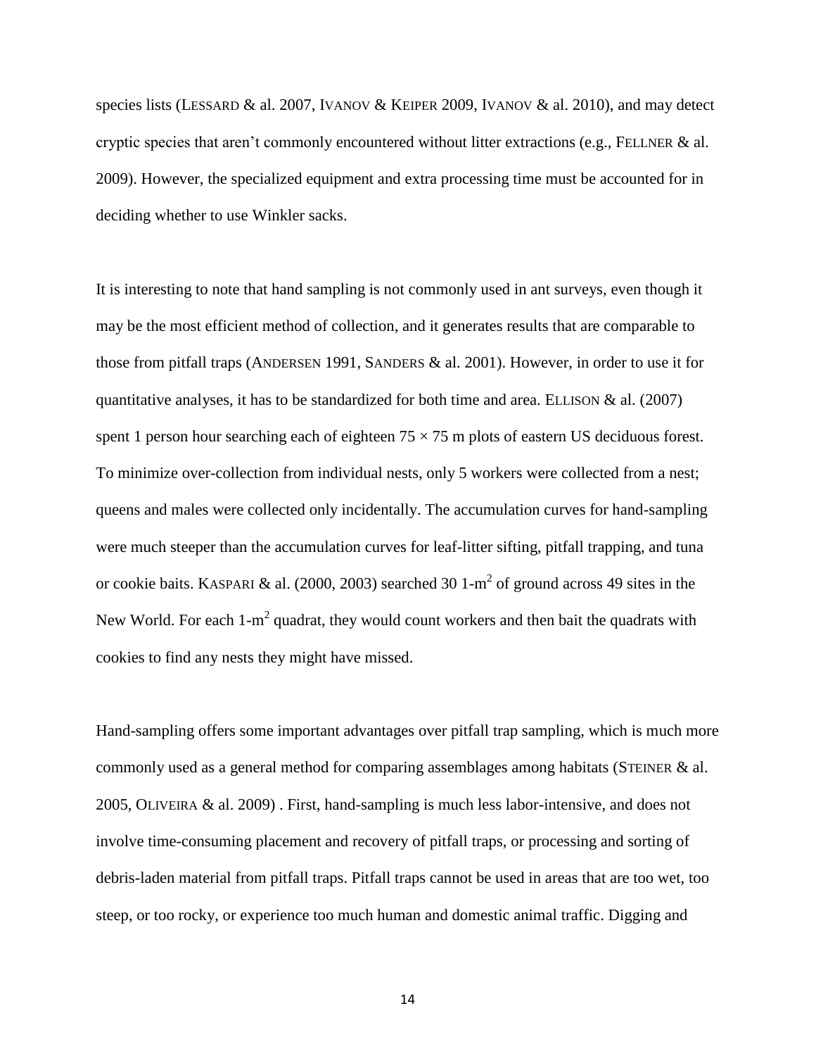species lists (LESSARD & al. 2007, IVANOV & KEIPER 2009, IVANOV & al. 2010), and may detect cryptic species that aren't commonly encountered without litter extractions (e.g., FELLNER & al. 2009). However, the specialized equipment and extra processing time must be accounted for in deciding whether to use Winkler sacks.

It is interesting to note that hand sampling is not commonly used in ant surveys, even though it may be the most efficient method of collection, and it generates results that are comparable to those from pitfall traps (ANDERSEN 1991, SANDERS & al. 2001). However, in order to use it for quantitative analyses, it has to be standardized for both time and area. ELLISON & al. (2007) spent 1 person hour searching each of eighteen $75 \times 75$ m plots of eastern US deciduous forest. To minimize over-collection from individual nests, only 5 workers were collected from a nest; queens and males were collected only incidentally. The accumulation curves for hand-sampling were much steeper than the accumulation curves for leaf-litter sifting, pitfall trapping, and tuna or cookie baits. KASPARI & al. (2000, 2003) searched 30 1-$m^2$ of ground across 49 sites in the New World. For each 1-$m^2$ quadrat, they would count workers and then bait the quadrats with cookies to find any nests they might have missed.

Hand-sampling offers some important advantages over pitfall trap sampling, which is much more commonly used as a general method for comparing assemblages among habitats (STEINER & al. 2005, OLIVEIRA & al. 2009) . First, hand-sampling is much less labor-intensive, and does not involve time-consuming placement and recovery of pitfall traps, or processing and sorting of debris-laden material from pitfall traps. Pitfall traps cannot be used in areas that are too wet, too steep, or too rocky, or experience too much human and domestic animal traffic. Digging and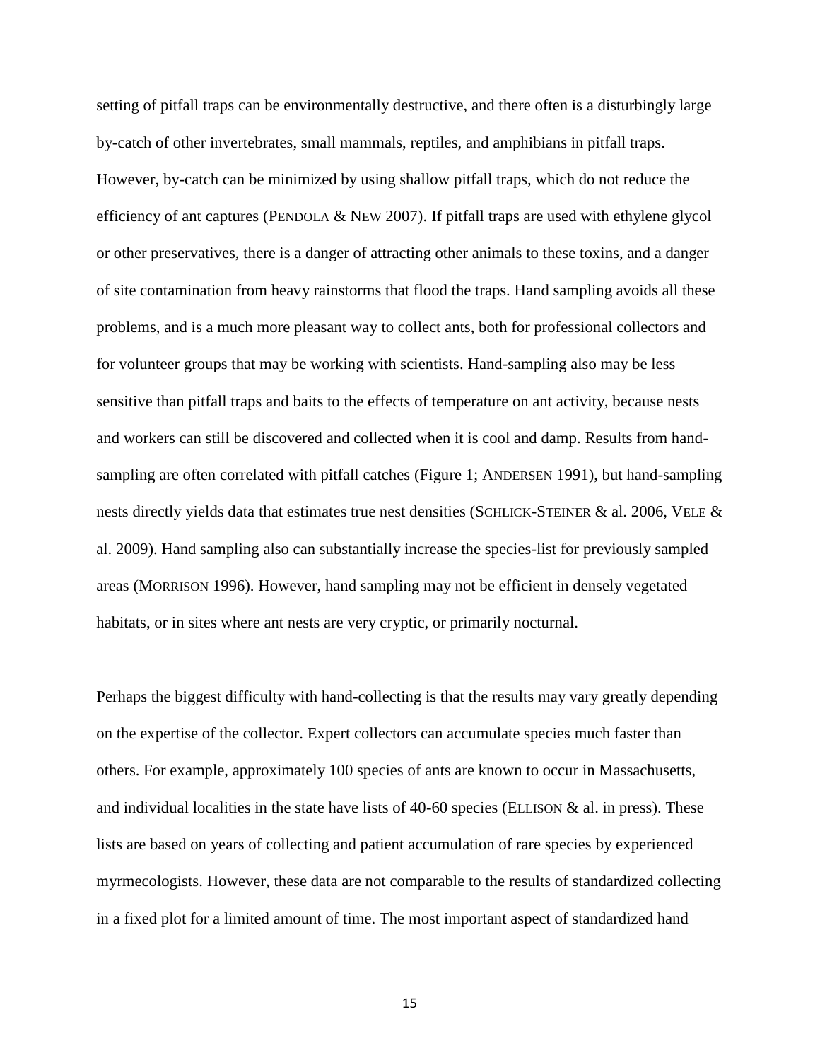setting of pitfall traps can be environmentally destructive, and there often is a disturbingly large by-catch of other invertebrates, small mammals, reptiles, and amphibians in pitfall traps. However, by-catch can be minimized by using shallow pitfall traps, which do not reduce the efficiency of ant captures (PENDOLA & NEW 2007). If pitfall traps are used with ethylene glycol or other preservatives, there is a danger of attracting other animals to these toxins, and a danger of site contamination from heavy rainstorms that flood the traps. Hand sampling avoids all these problems, and is a much more pleasant way to collect ants, both for professional collectors and for volunteer groups that may be working with scientists. Hand-sampling also may be less sensitive than pitfall traps and baits to the effects of temperature on ant activity, because nests and workers can still be discovered and collected when it is cool and damp. Results from hand-sampling are often correlated with pitfall catches (Figure 1; ANDERSEN 1991), but hand-sampling nests directly yields data that estimates true nest densities (SCHLICK-STEINER & al. 2006, VELE & al. 2009). Hand sampling also can substantially increase the species-list for previously sampled areas (MORRISON 1996). However, hand sampling may not be efficient in densely vegetated habitats, or in sites where ant nests are very cryptic, or primarily nocturnal.

Perhaps the biggest difficulty with hand-collecting is that the results may vary greatly depending on the expertise of the collector. Expert collectors can accumulate species much faster than others. For example, approximately 100 species of ants are known to occur in Massachusetts, and individual localities in the state have lists of 40-60 species (ELLISON & al. in press). These lists are based on years of collecting and patient accumulation of rare species by experienced myrmecologists. However, these data are not comparable to the results of standardized collecting in a fixed plot for a limited amount of time. The most important aspect of standardized hand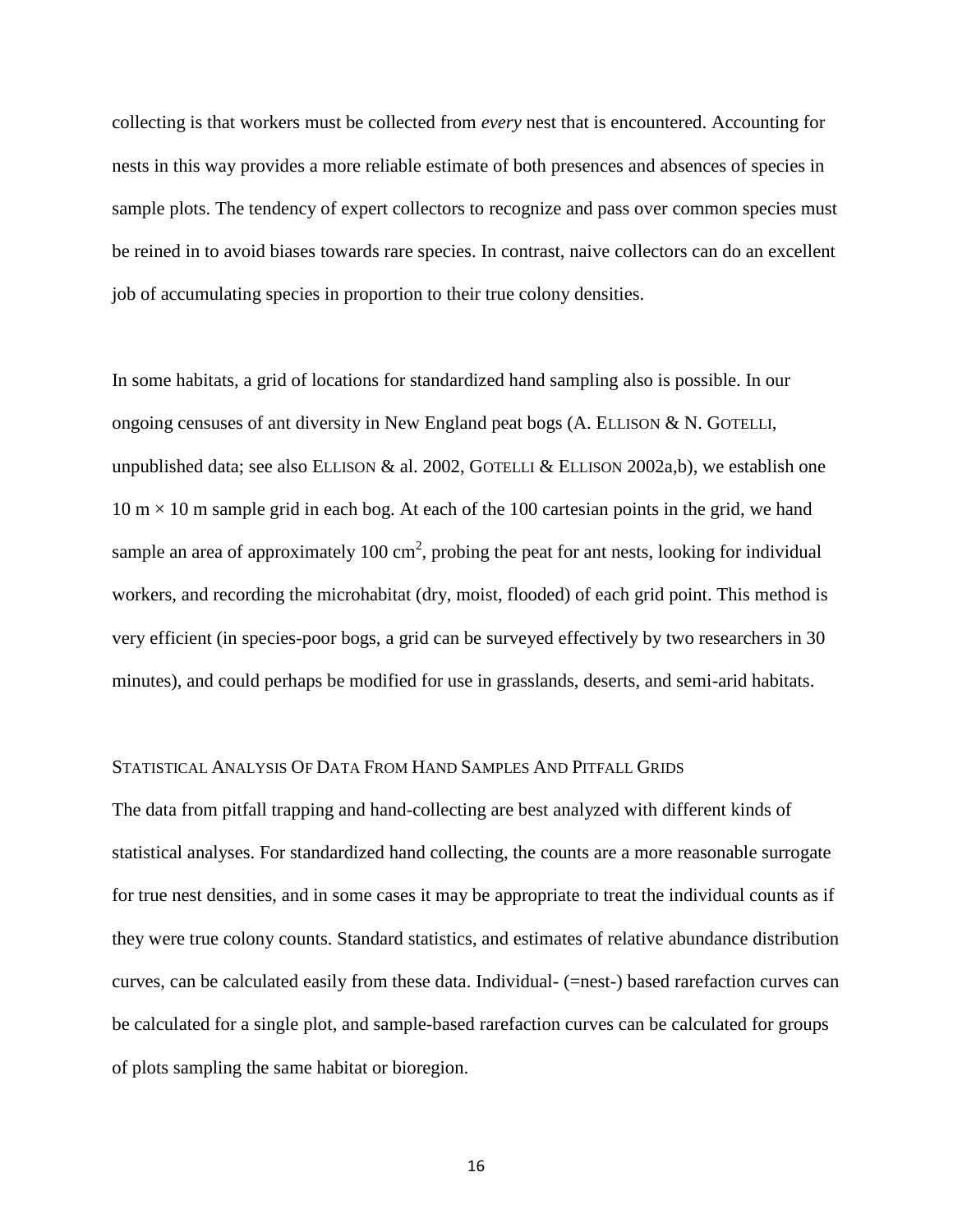collecting is that workers must be collected from *every* nest that is encountered. Accounting for nests in this way provides a more reliable estimate of both presences and absences of species in sample plots. The tendency of expert collectors to recognize and pass over common species must be reined in to avoid biases towards rare species. In contrast, naive collectors can do an excellent job of accumulating species in proportion to their true colony densities.

In some habitats, a grid of locations for standardized hand sampling also is possible. In our ongoing censuses of ant diversity in New England peat bogs (A. ELLISON & N. GOTELLI, unpublished data; see also ELLISON & al. 2002, GOTELLI & ELLISON 2002a,b), we establish one 10 m × 10 m sample grid in each bog. At each of the 100 cartesian points in the grid, we hand sample an area of approximately 100 $cm^2$, probing the peat for ant nests, looking for individual workers, and recording the microhabitat (dry, moist, flooded) of each grid point. This method is very efficient (in species-poor bogs, a grid can be surveyed effectively by two researchers in 30 minutes), and could perhaps be modified for use in grasslands, deserts, and semi-arid habitats.

### STATISTICAL ANALYSIS OF DATA FROM HAND SAMPLES AND PITFALL GRIDS

The data from pitfall trapping and hand-collecting are best analyzed with different kinds of statistical analyses. For standardized hand collecting, the counts are a more reasonable surrogate for true nest densities, and in some cases it may be appropriate to treat the individual counts as if they were true colony counts. Standard statistics, and estimates of relative abundance distribution curves, can be calculated easily from these data. Individual- (=nest-) based rarefaction curves can be calculated for a single plot, and sample-based rarefaction curves can be calculated for groups of plots sampling the same habitat or bioregion.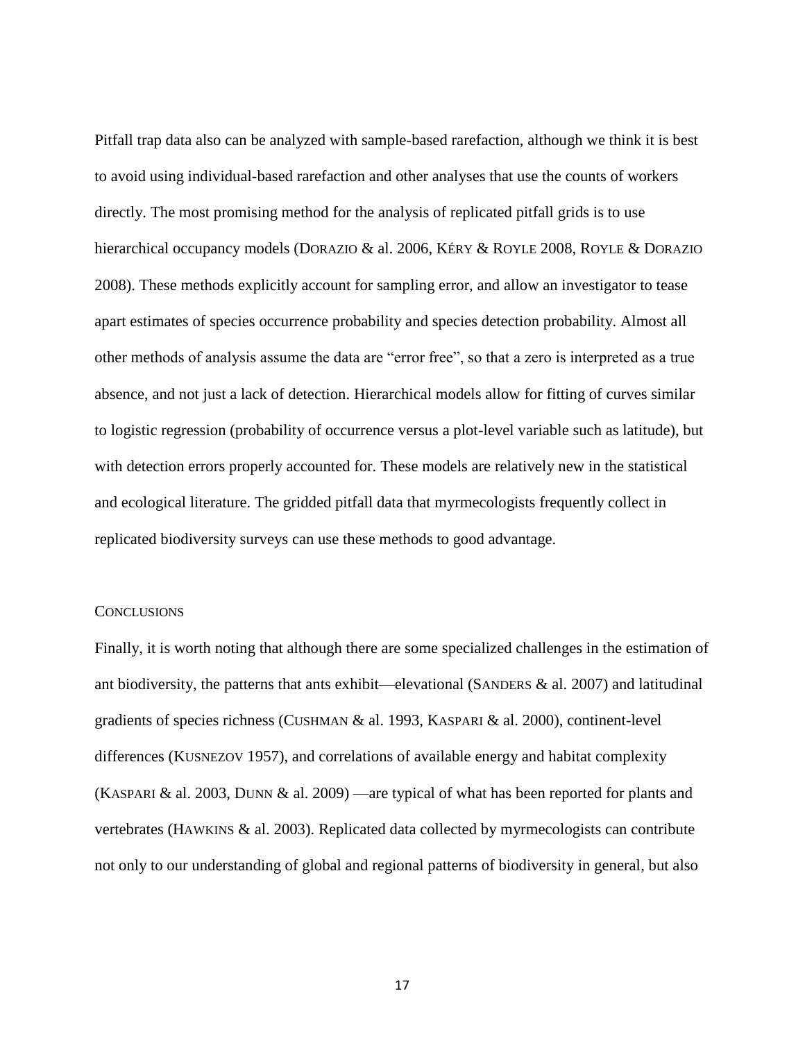Pitfall trap data also can be analyzed with sample-based rarefaction, although we think it is best to avoid using individual-based rarefaction and other analyses that use the counts of workers directly. The most promising method for the analysis of replicated pitfall grids is to use hierarchical occupancy models (DORAZIO & al. 2006, KÉRY & ROYLE 2008, ROYLE & DORAZIO 2008). These methods explicitly account for sampling error, and allow an investigator to tease apart estimates of species occurrence probability and species detection probability. Almost all other methods of analysis assume the data are "error free", so that a zero is interpreted as a true absence, and not just a lack of detection. Hierarchical models allow for fitting of curves similar to logistic regression (probability of occurrence versus a plot-level variable such as latitude), but with detection errors properly accounted for. These models are relatively new in the statistical and ecological literature. The gridded pitfall data that myrmecologists frequently collect in replicated biodiversity surveys can use these methods to good advantage.

## CONCLUSIONS

Finally, it is worth noting that although there are some specialized challenges in the estimation of ant biodiversity, the patterns that ants exhibit—elevational (SANDERS & al. 2007) and latitudinal gradients of species richness (CUSHMAN & al. 1993, KASPARI & al. 2000), continent-level differences (KUSNEZOV 1957), and correlations of available energy and habitat complexity (KASPARI & al. 2003, DUNN & al. 2009) —are typical of what has been reported for plants and vertebrates (HAWKINS & al. 2003). Replicated data collected by myrmecologists can contribute not only to our understanding of global and regional patterns of biodiversity in general, but also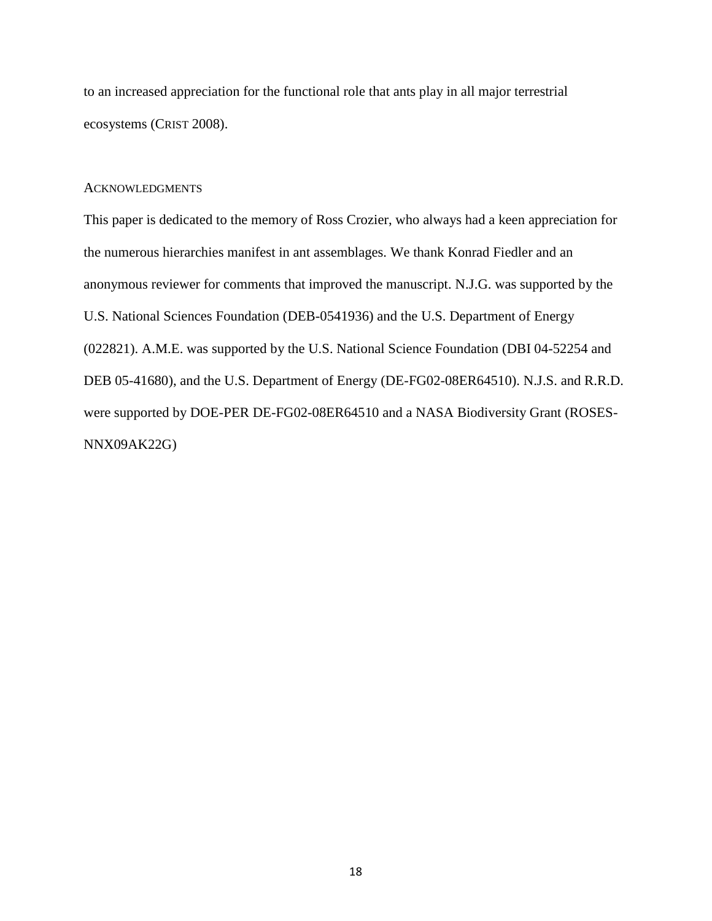to an increased appreciation for the functional role that ants play in all major terrestrial ecosystems (CRIST 2008).

## ACKNOWLEDGMENTS

This paper is dedicated to the memory of Ross Crozier, who always had a keen appreciation for the numerous hierarchies manifest in ant assemblages. We thank Konrad Fiedler and an anonymous reviewer for comments that improved the manuscript. N.J.G. was supported by the U.S. National Sciences Foundation (DEB-0541936) and the U.S. Department of Energy (022821). A.M.E. was supported by the U.S. National Science Foundation (DBI 04-52254 and DEB 05-41680), and the U.S. Department of Energy (DE-FG02-08ER64510). N.J.S. and R.R.D. were supported by DOE-PER DE-FG02-08ER64510 and a NASA Biodiversity Grant (ROSES-NNX09AK22G)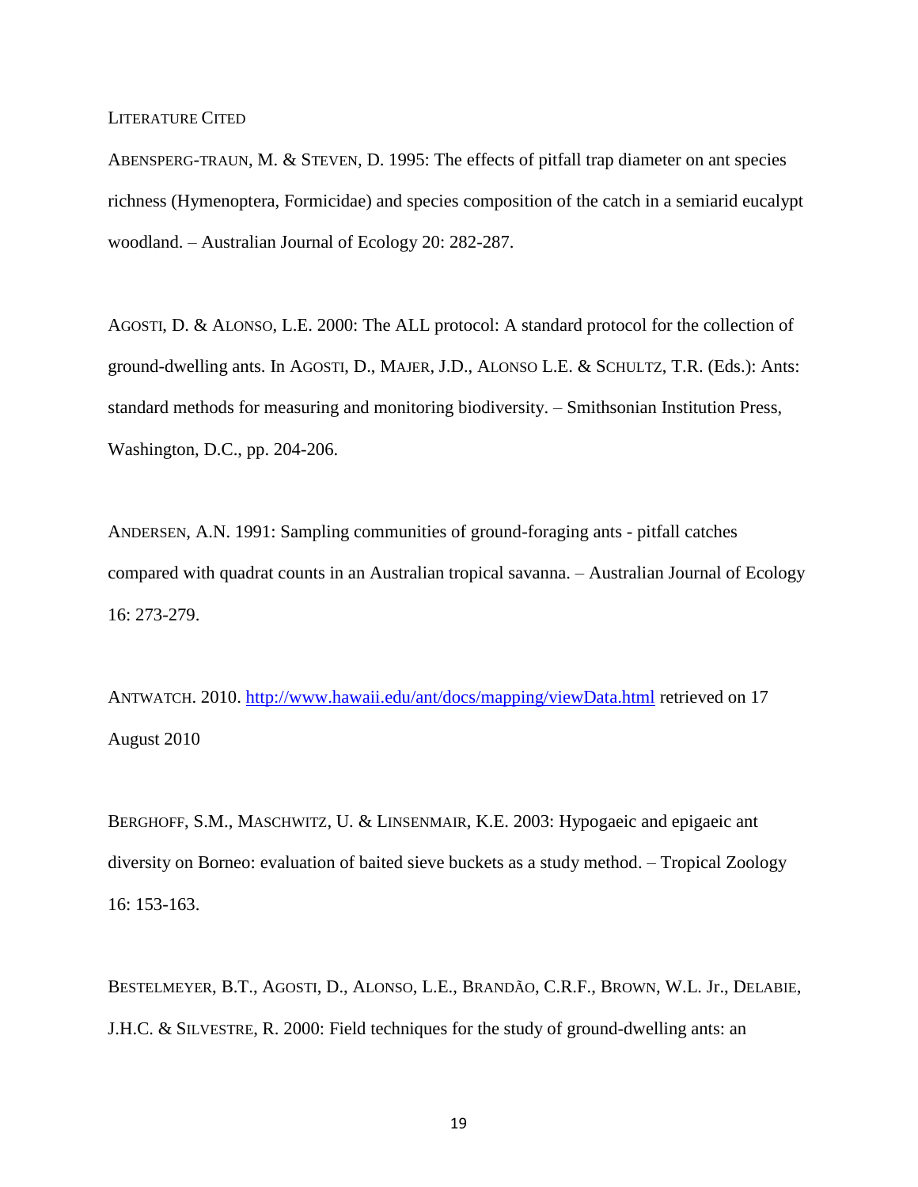## Literature Cited

Abensperg-Traun, M. & Steven, D. 1995: The effects of pitfall trap diameter on ant species richness (Hymenoptera, Formicidae) and species composition of the catch in a semiarid eucalypt woodland. – Australian Journal of Ecology 20: 282-287.

Agosti, D. & Alonso, L.E. 2000: The ALL protocol: A standard protocol for the collection of ground-dwelling ants. In Agosti, D., Majer, J.D., Alonso L.E. & Schultz, T.R. (Eds.): Ants: standard methods for measuring and monitoring biodiversity. – Smithsonian Institution Press, Washington, D.C., pp. 204-206.

Andersen, A.N. 1991: Sampling communities of ground-foraging ants - pitfall catches compared with quadrat counts in an Australian tropical savanna. – Australian Journal of Ecology 16: 273-279.

Antwatch. 2010. http://www.hawaii.edu/ant/docs/mapping/viewData.html retrieved on 17 August 2010

Berghoff, S.M., Maschwitz, U. & Linsenmair, K.E. 2003: Hypogaeic and epigaeic ant diversity on Borneo: evaluation of baited sieve buckets as a study method. – Tropical Zoology 16: 153-163.

Bestelmeyer, B.T., Agosti, D., Alonso, L.E., Brandão, C.R.F., Brown, W.L. Jr., Delabie, J.H.C. & Silvestre, R. 2000: Field techniques for the study of ground-dwelling ants: an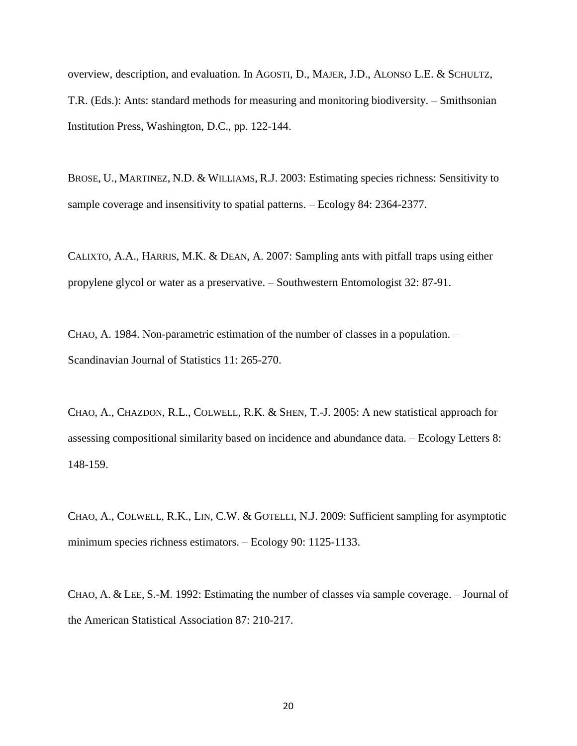overview, description, and evaluation. In AGOSTI, D., MAJER, J.D., ALONSO L.E. & SCHULTZ, T.R. (Eds.): Ants: standard methods for measuring and monitoring biodiversity. – Smithsonian Institution Press, Washington, D.C., pp. 122-144.

BROSE, U., MARTINEZ, N.D. & WILLIAMS, R.J. 2003: Estimating species richness: Sensitivity to sample coverage and insensitivity to spatial patterns. – Ecology 84: 2364-2377.

CALIXTO, A.A., HARRIS, M.K. & DEAN, A. 2007: Sampling ants with pitfall traps using either propylene glycol or water as a preservative. – Southwestern Entomologist 32: 87-91.

CHAO, A. 1984. Non-parametric estimation of the number of classes in a population. – Scandinavian Journal of Statistics 11: 265-270.

CHAO, A., CHAZDON, R.L., COLWELL, R.K. & SHEN, T.-J. 2005: A new statistical approach for assessing compositional similarity based on incidence and abundance data. – Ecology Letters 8: 148-159.

CHAO, A., COLWELL, R.K., LIN, C.W. & GOTELLI, N.J. 2009: Sufficient sampling for asymptotic minimum species richness estimators. – Ecology 90: 1125-1133.

CHAO, A. & LEE, S.-M. 1992: Estimating the number of classes via sample coverage. – Journal of the American Statistical Association 87: 210-217.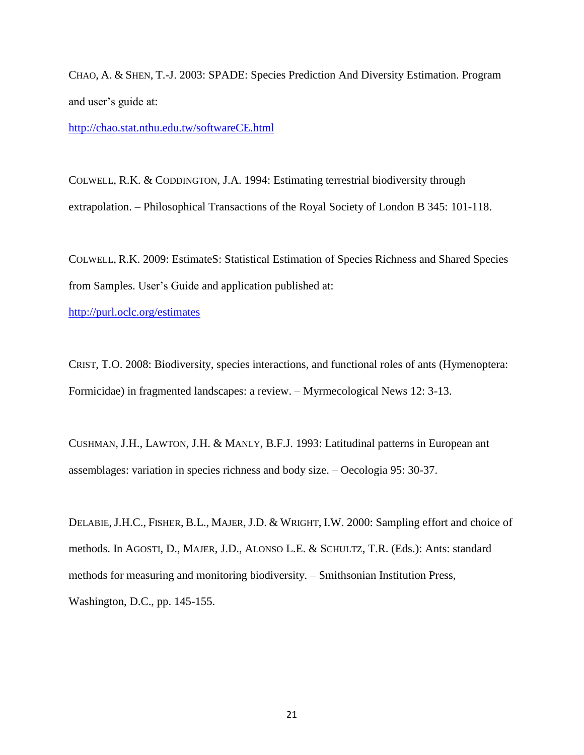CHAO, A. & SHEN, T.-J. 2003: SPADE: Species Prediction And Diversity Estimation. Program and user's guide at:
http://chao.stat.nthu.edu.tw/softwareCE.html

COLWELL, R.K. & CODDINGTON, J.A. 1994: Estimating terrestrial biodiversity through extrapolation. – Philosophical Transactions of the Royal Society of London B 345: 101-118.

COLWELL, R.K. 2009: EstimateS: Statistical Estimation of Species Richness and Shared Species from Samples. User's Guide and application published at:
http://purl.oclc.org/estimates

CRIST, T.O. 2008: Biodiversity, species interactions, and functional roles of ants (Hymenoptera: Formicidae) in fragmented landscapes: a review. – Myrmecological News 12: 3-13.

CUSHMAN, J.H., LAWTON, J.H. & MANLY, B.F.J. 1993: Latitudinal patterns in European ant assemblages: variation in species richness and body size. – Oecologia 95: 30-37.

DELABIE, J.H.C., FISHER, B.L., MAJER, J.D. & WRIGHT, I.W. 2000: Sampling effort and choice of methods. In AGOSTI, D., MAJER, J.D., ALONSO L.E. & SCHULTZ, T.R. (Eds.): Ants: standard methods for measuring and monitoring biodiversity. – Smithsonian Institution Press, Washington, D.C., pp. 145-155.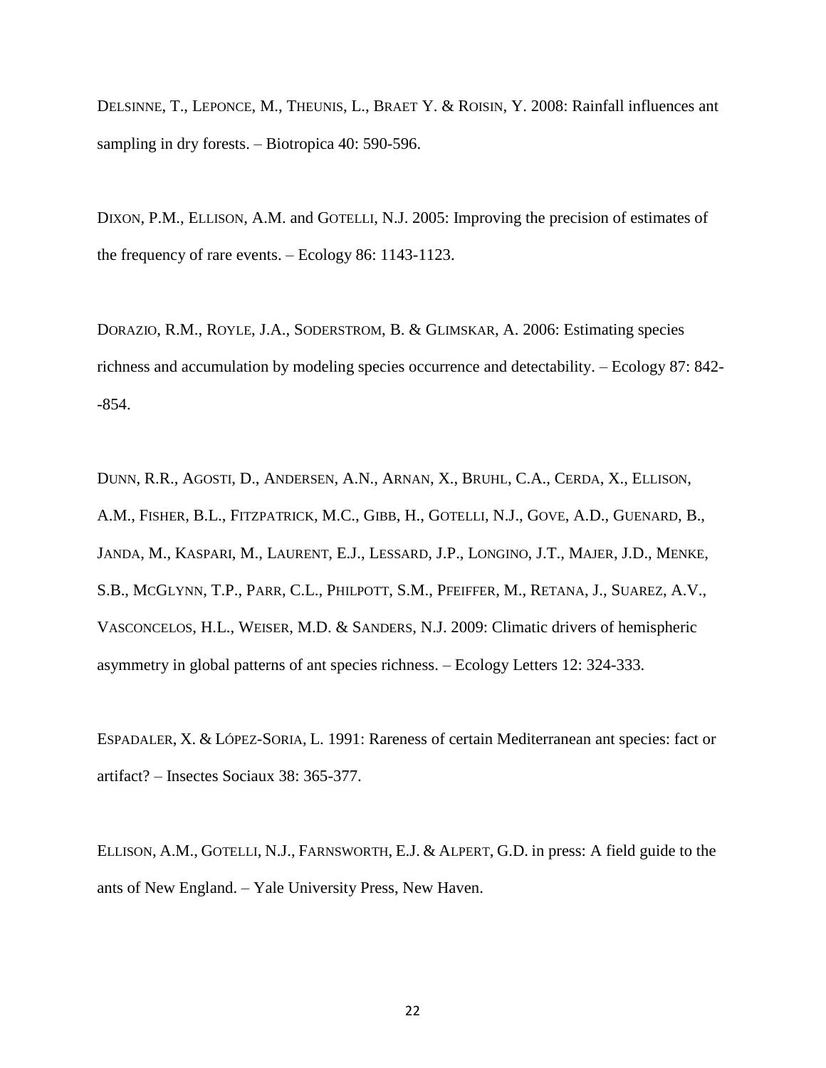DELSINNE, T., LEPONCE, M., THEUNIS, L., BRAET Y. & ROISIN, Y. 2008: Rainfall influences ant sampling in dry forests. – Biotropica 40: 590-596.

DIXON, P.M., ELLISON, A.M. and GOTELLI, N.J. 2005: Improving the precision of estimates of the frequency of rare events. – Ecology 86: 1143-1123.

DORAZIO, R.M., ROYLE, J.A., SODERSTROM, B. & GLIMSKAR, A. 2006: Estimating species richness and accumulation by modeling species occurrence and detectability. – Ecology 87: 842--854.

DUNN, R.R., AGOSTI, D., ANDERSEN, A.N., ARNAN, X., BRUHL, C.A., CERDA, X., ELLISON, A.M., FISHER, B.L., FITZPATRICK, M.C., GIBB, H., GOTELLI, N.J., GOVE, A.D., GUENARD, B., JANDA, M., KASPARI, M., LAURENT, E.J., LESSARD, J.P., LONGINO, J.T., MAJER, J.D., MENKE, S.B., MCGLYNN, T.P., PARR, C.L., PHILPOTT, S.M., PFEIFFER, M., RETANA, J., SUAREZ, A.V., VASCONCELOS, H.L., WEISER, M.D. & SANDERS, N.J. 2009: Climatic drivers of hemispheric asymmetry in global patterns of ant species richness. – Ecology Letters 12: 324-333.

ESPADALER, X. & LÓPEZ-SORIA, L. 1991: Rareness of certain Mediterranean ant species: fact or artifact? – Insectes Sociaux 38: 365-377.

ELLISON, A.M., GOTELLI, N.J., FARNSWORTH, E.J. & ALPERT, G.D. in press: A field guide to the ants of New England. – Yale University Press, New Haven.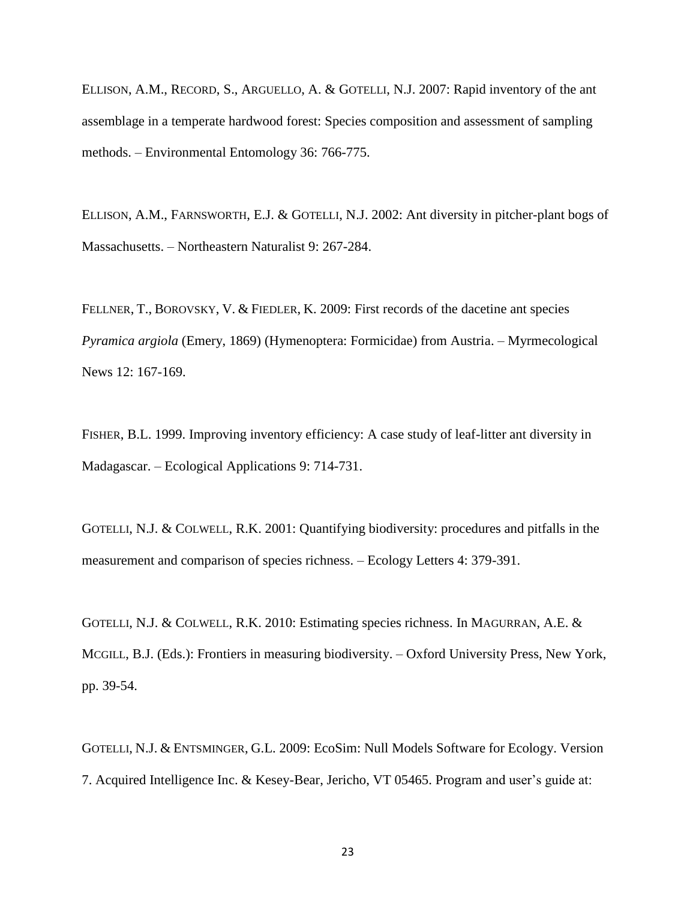ELLISON, A.M., RECORD, S., ARGUELLO, A. & GOTELLI, N.J. 2007: Rapid inventory of the ant assemblage in a temperate hardwood forest: Species composition and assessment of sampling methods. – Environmental Entomology 36: 766-775.

ELLISON, A.M., FARNSWORTH, E.J. & GOTELLI, N.J. 2002: Ant diversity in pitcher-plant bogs of Massachusetts. – Northeastern Naturalist 9: 267-284.

FELLNER, T., BOROVSKY, V. & FIEDLER, K. 2009: First records of the dacetine ant species *Pyramica argiola* (Emery, 1869) (Hymenoptera: Formicidae) from Austria. – Myrmecological News 12: 167-169.

FISHER, B.L. 1999. Improving inventory efficiency: A case study of leaf-litter ant diversity in Madagascar. – Ecological Applications 9: 714-731.

GOTELLI, N.J. & COLWELL, R.K. 2001: Quantifying biodiversity: procedures and pitfalls in the measurement and comparison of species richness. – Ecology Letters 4: 379-391.

GOTELLI, N.J. & COLWELL, R.K. 2010: Estimating species richness. In MAGURRAN, A.E. & MCGILL, B.J. (Eds.): Frontiers in measuring biodiversity. – Oxford University Press, New York, pp. 39-54.

GOTELLI, N.J. & ENTSMINGER, G.L. 2009: EcoSim: Null Models Software for Ecology. Version 7. Acquired Intelligence Inc. & Kesey-Bear, Jericho, VT 05465. Program and user's guide at: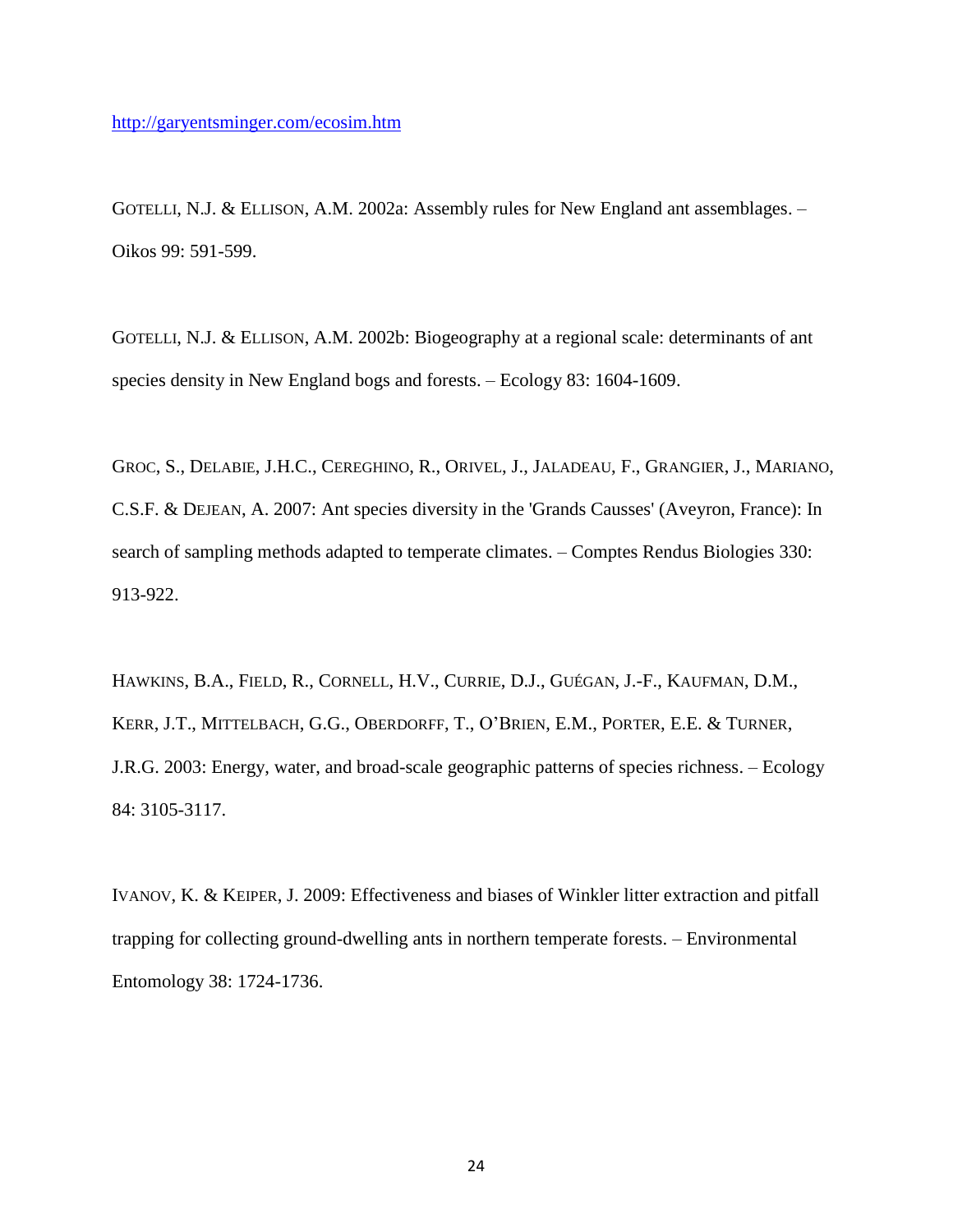http://garyentsminger.com/ecosim.htm

GOTELLI, N.J. & ELLISON, A.M. 2002a: Assembly rules for New England ant assemblages. – Oikos 99: 591-599.

GOTELLI, N.J. & ELLISON, A.M. 2002b: Biogeography at a regional scale: determinants of ant species density in New England bogs and forests. – Ecology 83: 1604-1609.

GROC, S., DELABIE, J.H.C., CEREGHINO, R., ORIVEL, J., JALADEAU, F., GRANGIER, J., MARIANO, C.S.F. & DEJEAN, A. 2007: Ant species diversity in the 'Grands Causses' (Aveyron, France): In search of sampling methods adapted to temperate climates. – Comptes Rendus Biologies 330: 913-922.

HAWKINS, B.A., FIELD, R., CORNELL, H.V., CURRIE, D.J., GUÉGAN, J.-F., KAUFMAN, D.M., KERR, J.T., MITTELBACH, G.G., OBERDORFF, T., O'BRIEN, E.M., PORTER, E.E. & TURNER, J.R.G. 2003: Energy, water, and broad-scale geographic patterns of species richness. – Ecology 84: 3105-3117.

IVANOV, K. & KEIPER, J. 2009: Effectiveness and biases of Winkler litter extraction and pitfall trapping for collecting ground-dwelling ants in northern temperate forests. – Environmental Entomology 38: 1724-1736.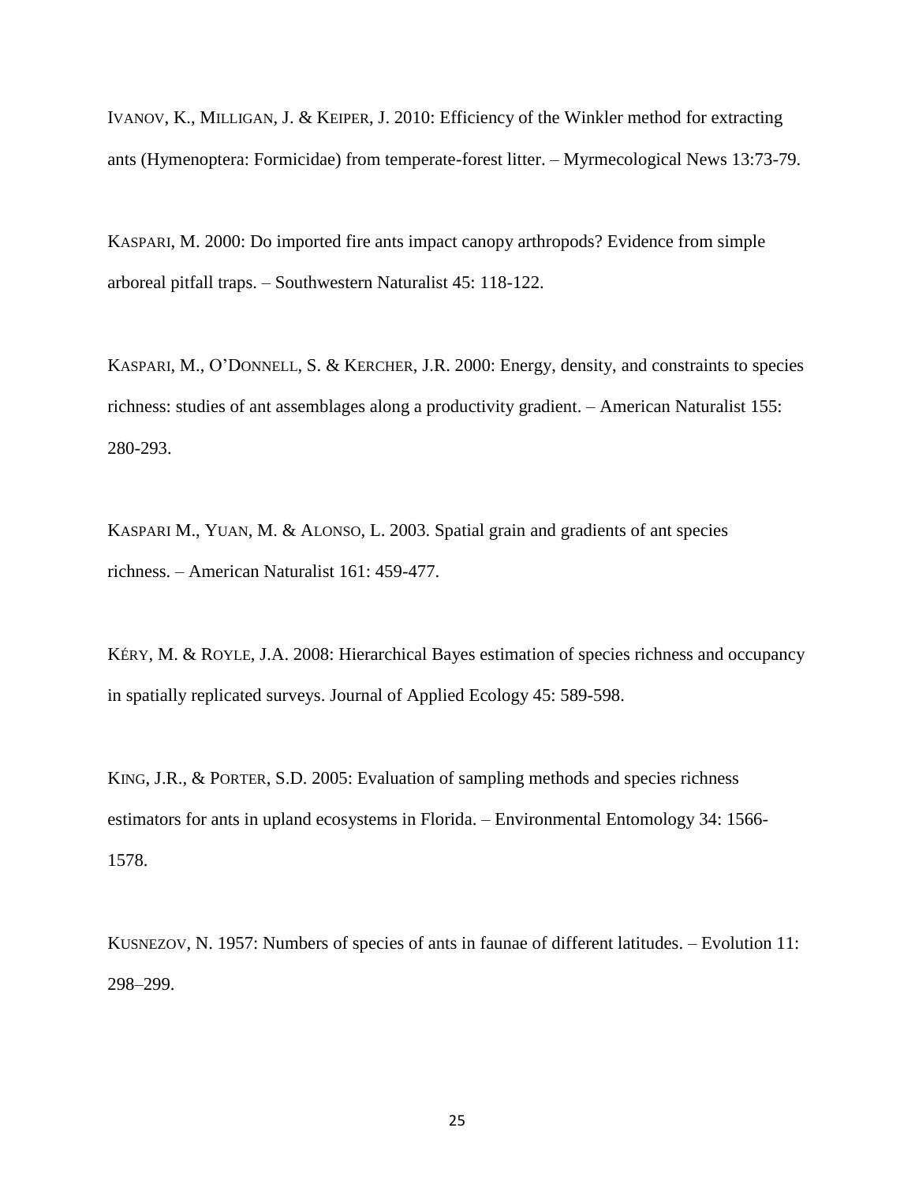IVANOV, K., MILLIGAN, J. & KEIPER, J. 2010: Efficiency of the Winkler method for extracting ants (Hymenoptera: Formicidae) from temperate-forest litter. – Myrmecological News 13:73-79.

KASPARI, M. 2000: Do imported fire ants impact canopy arthropods? Evidence from simple arboreal pitfall traps. – Southwestern Naturalist 45: 118-122.

KASPARI, M., O'DONNELL, S. & KERCHER, J.R. 2000: Energy, density, and constraints to species richness: studies of ant assemblages along a productivity gradient. – American Naturalist 155: 280-293.

KASPARI M., YUAN, M. & ALONSO, L. 2003. Spatial grain and gradients of ant species richness. – American Naturalist 161: 459-477.

KÉRY, M. & ROYLE, J.A. 2008: Hierarchical Bayes estimation of species richness and occupancy in spatially replicated surveys. Journal of Applied Ecology 45: 589-598.

KING, J.R., & PORTER, S.D. 2005: Evaluation of sampling methods and species richness estimators for ants in upland ecosystems in Florida. – Environmental Entomology 34: 1566-1578.

KUSNEZOV, N. 1957: Numbers of species of ants in faunae of different latitudes. – Evolution 11: 298–299.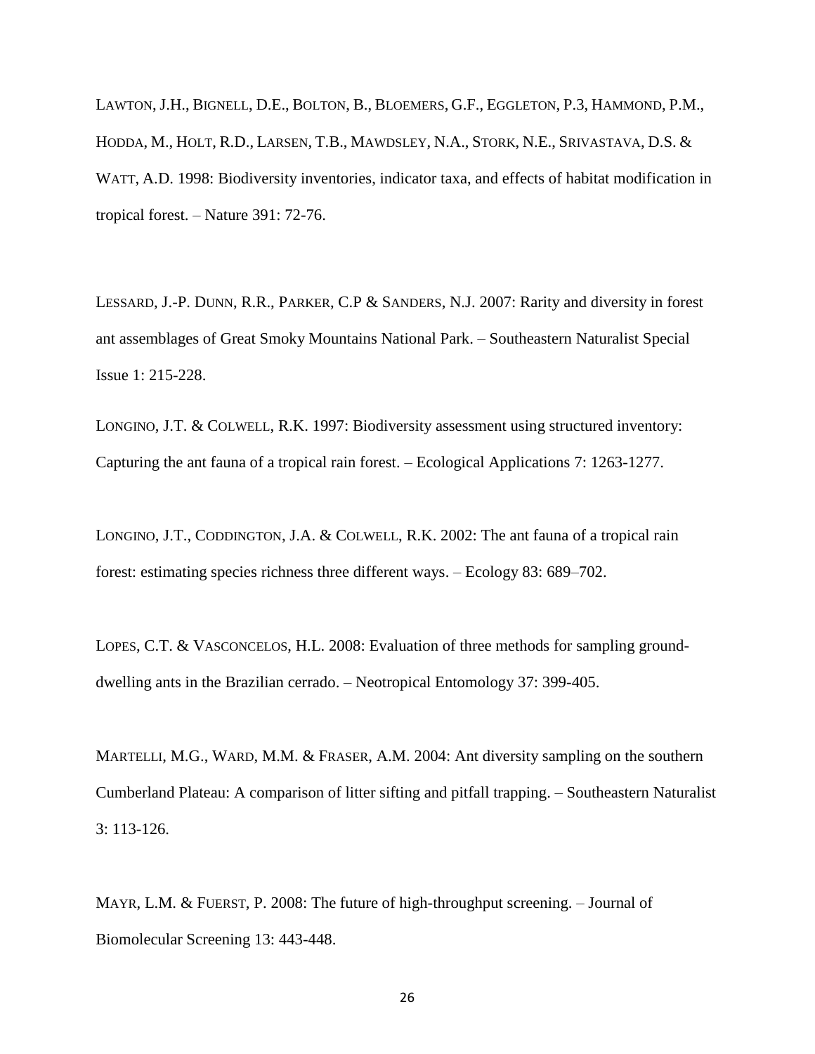LAWTON, J.H., BIGNELL, D.E., BOLTON, B., BLOEMERS, G.F., EGGLETON, P.3, HAMMOND, P.M., HODDA, M., HOLT, R.D., LARSEN, T.B., MAWDSLEY, N.A., STORK, N.E., SRIVASTAVA, D.S. & WATT, A.D. 1998: Biodiversity inventories, indicator taxa, and effects of habitat modification in tropical forest. – Nature 391: 72-76.

LESSARD, J.-P. DUNN, R.R., PARKER, C.P & SANDERS, N.J. 2007: Rarity and diversity in forest ant assemblages of Great Smoky Mountains National Park. – Southeastern Naturalist Special Issue 1: 215-228.

LONGINO, J.T. & COLWELL, R.K. 1997: Biodiversity assessment using structured inventory: Capturing the ant fauna of a tropical rain forest. – Ecological Applications 7: 1263-1277.

LONGINO, J.T., CODDINGTON, J.A. & COLWELL, R.K. 2002: The ant fauna of a tropical rain forest: estimating species richness three different ways. – Ecology 83: 689–702.

LOPES, C.T. & VASCONCELOS, H.L. 2008: Evaluation of three methods for sampling ground-dwelling ants in the Brazilian cerrado. – Neotropical Entomology 37: 399-405.

MARTELLI, M.G., WARD, M.M. & FRASER, A.M. 2004: Ant diversity sampling on the southern Cumberland Plateau: A comparison of litter sifting and pitfall trapping. – Southeastern Naturalist 3: 113-126.

MAYR, L.M. & FUERST, P. 2008: The future of high-throughput screening. – Journal of Biomolecular Screening 13: 443-448.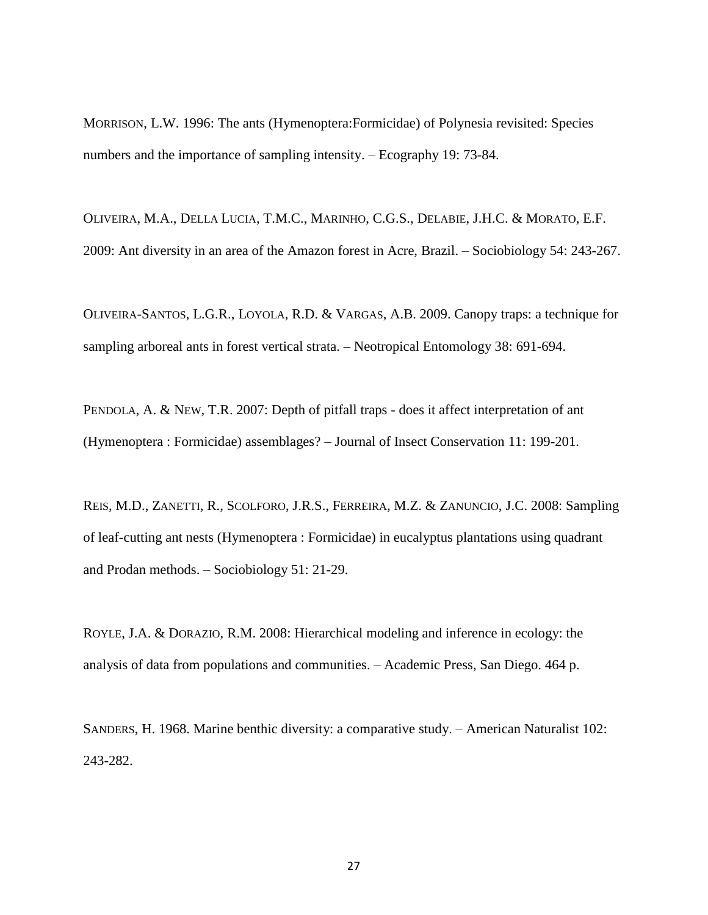MORRISON, L.W. 1996: The ants (Hymenoptera:Formicidae) of Polynesia revisited: Species numbers and the importance of sampling intensity. – Ecography 19: 73-84.

OLIVEIRA, M.A., DELLA LUCIA, T.M.C., MARINHO, C.G.S., DELABIE, J.H.C. & MORATO, E.F. 2009: Ant diversity in an area of the Amazon forest in Acre, Brazil. – Sociobiology 54: 243-267.

OLIVEIRA-SANTOS, L.G.R., LOYOLA, R.D. & VARGAS, A.B. 2009. Canopy traps: a technique for sampling arboreal ants in forest vertical strata. – Neotropical Entomology 38: 691-694.

PENDOLA, A. & NEW, T.R. 2007: Depth of pitfall traps - does it affect interpretation of ant (Hymenoptera : Formicidae) assemblages? – Journal of Insect Conservation 11: 199-201.

REIS, M.D., ZANETTI, R., SCOLFORO, J.R.S., FERREIRA, M.Z. & ZANUNCIO, J.C. 2008: Sampling of leaf-cutting ant nests (Hymenoptera : Formicidae) in eucalyptus plantations using quadrant and Prodan methods. – Sociobiology 51: 21-29.

ROYLE, J.A. & DORAZIO, R.M. 2008: Hierarchical modeling and inference in ecology: the analysis of data from populations and communities. – Academic Press, San Diego. 464 p.

SANDERS, H. 1968. Marine benthic diversity: a comparative study. – American Naturalist 102: 243-282.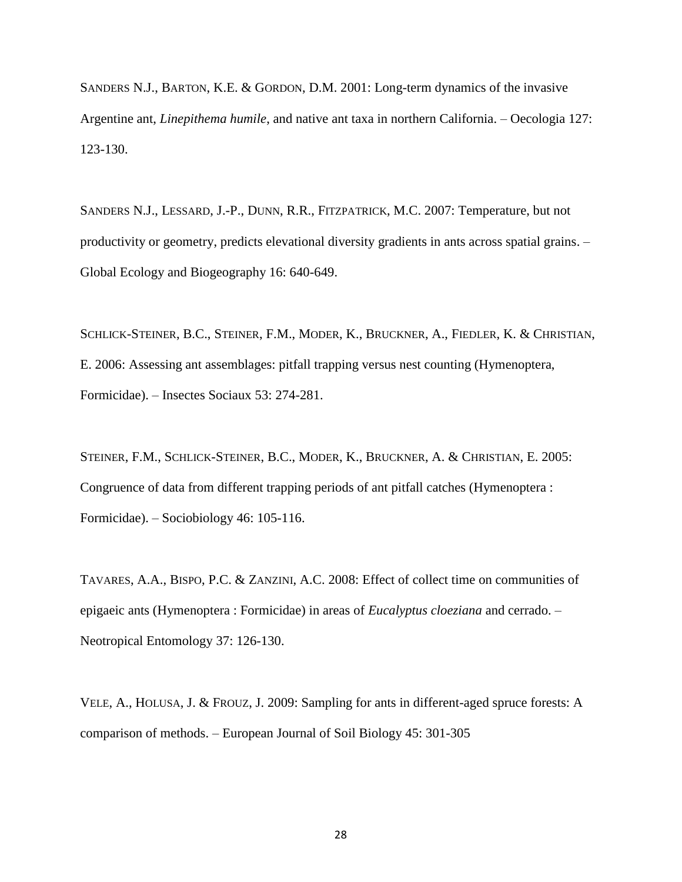SANDERS N.J., BARTON, K.E. & GORDON, D.M. 2001: Long-term dynamics of the invasive Argentine ant, *Linepithema humile*, and native ant taxa in northern California. – Oecologia 127: 123-130.

SANDERS N.J., LESSARD, J.-P., DUNN, R.R., FITZPATRICK, M.C. 2007: Temperature, but not productivity or geometry, predicts elevational diversity gradients in ants across spatial grains. – Global Ecology and Biogeography 16: 640-649.

SCHLICK-STEINER, B.C., STEINER, F.M., MODER, K., BRUCKNER, A., FIEDLER, K. & CHRISTIAN, E. 2006: Assessing ant assemblages: pitfall trapping versus nest counting (Hymenoptera, Formicidae). – Insectes Sociaux 53: 274-281.

STEINER, F.M., SCHLICK-STEINER, B.C., MODER, K., BRUCKNER, A. & CHRISTIAN, E. 2005: Congruence of data from different trapping periods of ant pitfall catches (Hymenoptera : Formicidae). – Sociobiology 46: 105-116.

TAVARES, A.A., BISPO, P.C. & ZANZINI, A.C. 2008: Effect of collect time on communities of epigaeic ants (Hymenoptera : Formicidae) in areas of *Eucalyptus cloeziana* and cerrado. – Neotropical Entomology 37: 126-130.

VELE, A., HOLUSA, J. & FROUZ, J. 2009: Sampling for ants in different-aged spruce forests: A comparison of methods. – European Journal of Soil Biology 45: 301-305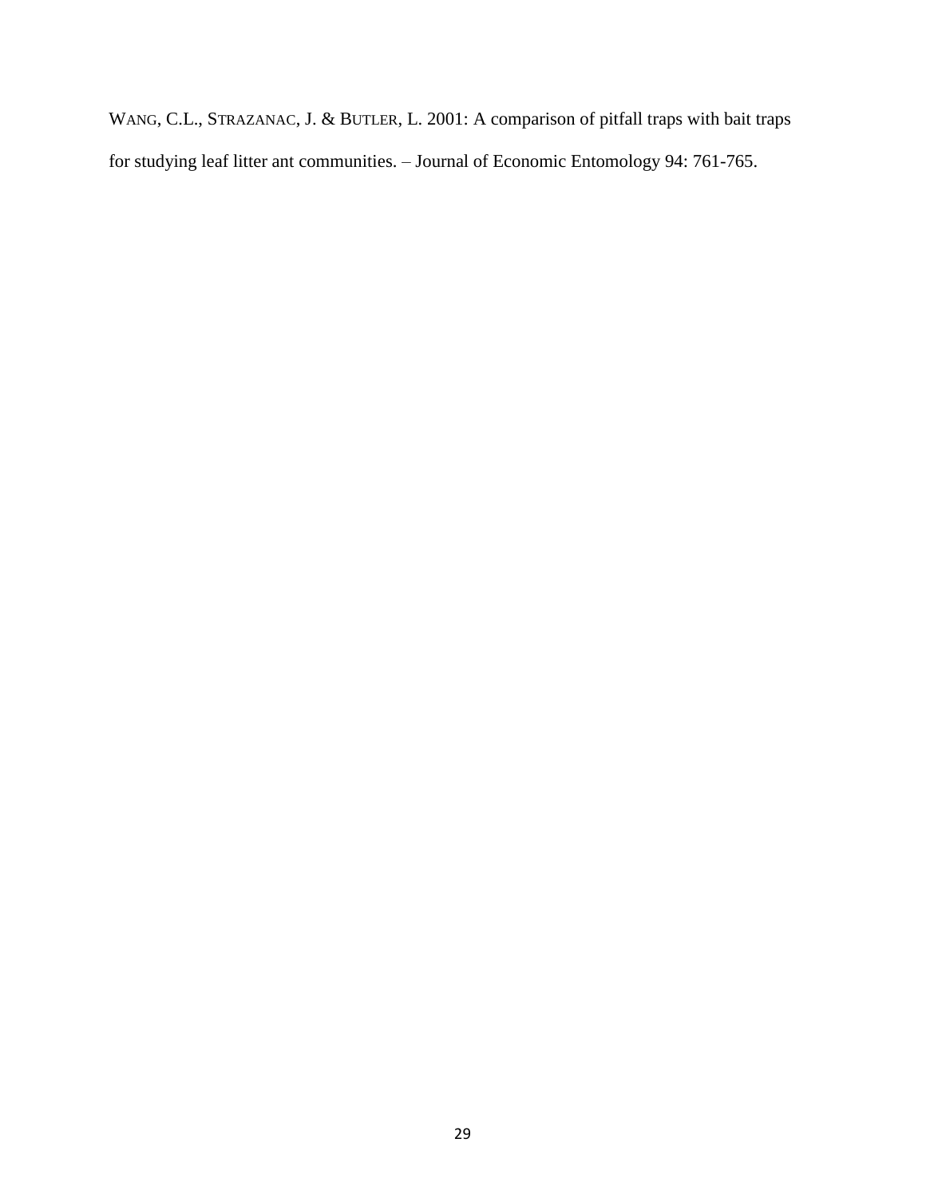WANG, C.L., STRAZANAC, J. & BUTLER, L. 2001: A comparison of pitfall traps with bait traps for studying leaf litter ant communities. – Journal of Economic Entomology 94: 761-765.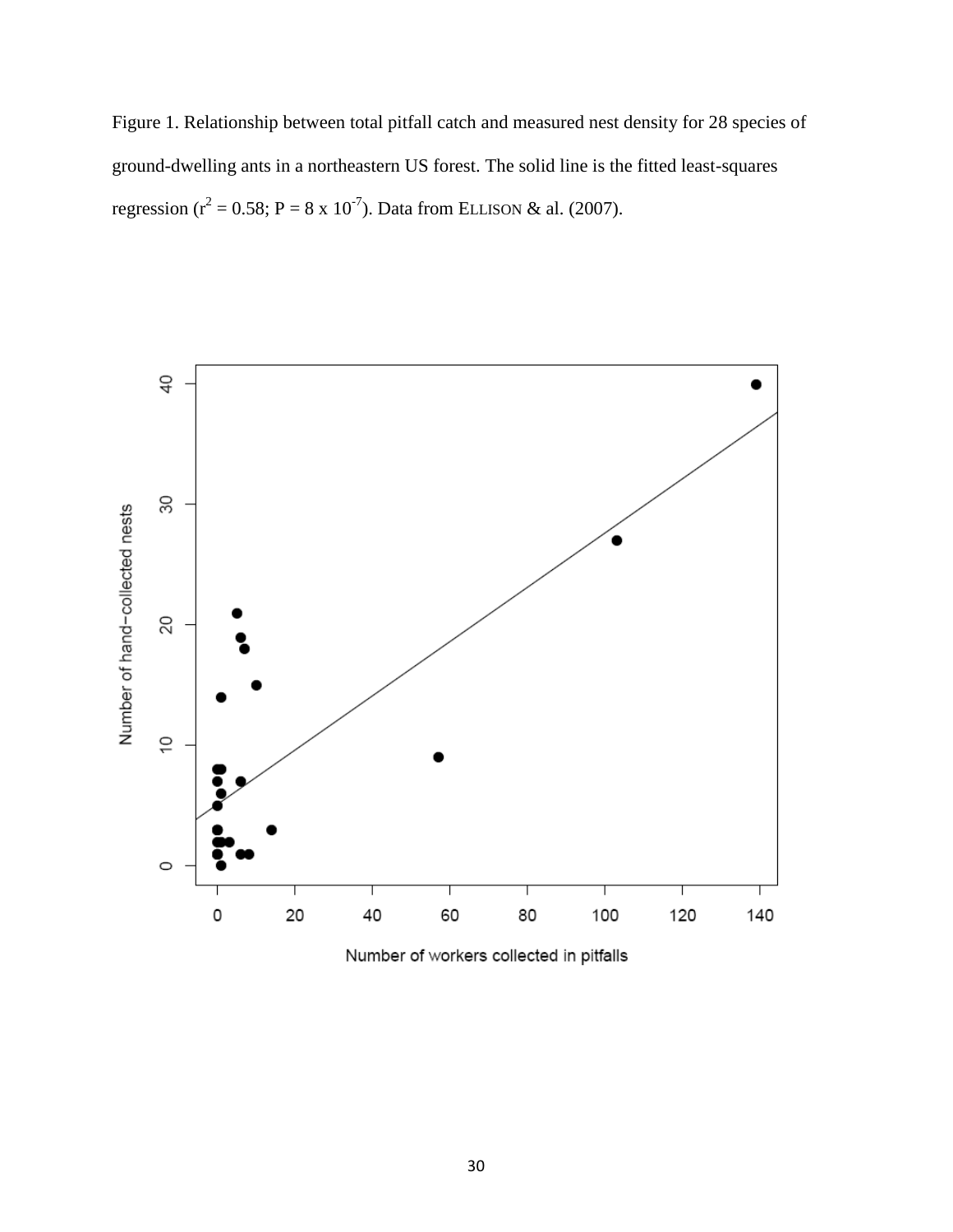Figure 1. Relationship between total pitfall catch and measured nest density for 28 species of ground-dwelling ants in a northeastern US forest. The solid line is the fitted least-squares regression ($r^2 = 0.58$; $P = 8 \times 10^{-7}$). Data from ELLISON & al. (2007).

Number of hand−collected nests

0
10
20
30
40

0
20
40
60
80
100
120
140

Number of workers collected in pitfalls